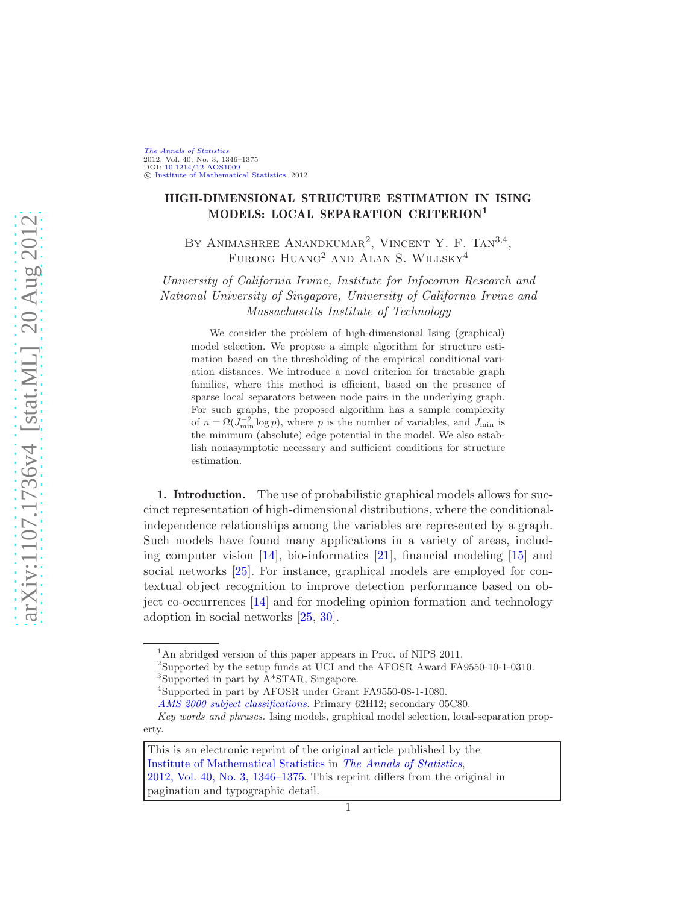# HIGH-DIMENSIONAL STRUCTURE ESTIMATION IN ISING MODELS: LOCAL SEPARATION CRITERION[1]

By Animashree Anandkumar[2], Vincent Y. F. Tan[3,4], Furong Huang[2] and Alan S. Willsky[4]

*University of California Irvine, Institute for Infocomm Research and National University of Singapore, University of California Irvine and Massachusetts Institute of Technology*

We consider the problem of high-dimensional Ising (graphical) model selection. We propose a simple algorithm for structure estimation based on the thresholding of the empirical conditional variation distances. We introduce a novel criterion for tractable graph families, where this method is efficient, based on the presence of sparse local separators between node pairs in the underlying graph. For such graphs, the proposed algorithm has a sample complexity of $n = \Omega(J_{\min}^{-2} \log p)$, where $p$ is the number of variables, and $J_{\min}$ is the minimum (absolute) edge potential in the model. We also establish nonasymptotic necessary and sufficient conditions for structure estimation.

**1. Introduction.** The use of probabilistic graphical models allows for succinct representation of high-dimensional distributions, where the conditional-independence relationships among the variables are represented by a graph. Such models have found many applications in a variety of areas, including computer vision [14], bio-informatics [21], financial modeling [15] and social networks [25]. For instance, graphical models are employed for contextual object recognition to improve detection performance based on object co-occurrences [14] and for modeling opinion formation and technology adoption in social networks [25, 30].

---

[1] An abridged version of this paper appears in Proc. of NIPS 2011.

[2] Supported by the setup funds at UCI and the AFOSR Award FA9550-10-1-0310.

[3] Supported in part by A*STAR, Singapore.

[4] Supported in part by AFOSR under Grant FA9550-08-1-1080.

*AMS 2000 subject classifications.* Primary 62H12; secondary 05C80.

*Key words and phrases.* Ising models, graphical model selection, local-separation property.

This is an electronic reprint of the original article published by the Institute of Mathematical Statistics in *The Annals of Statistics*, 2012, Vol. 40, No. 3, 1346–1375. This reprint differs from the original in pagination and typographic detail.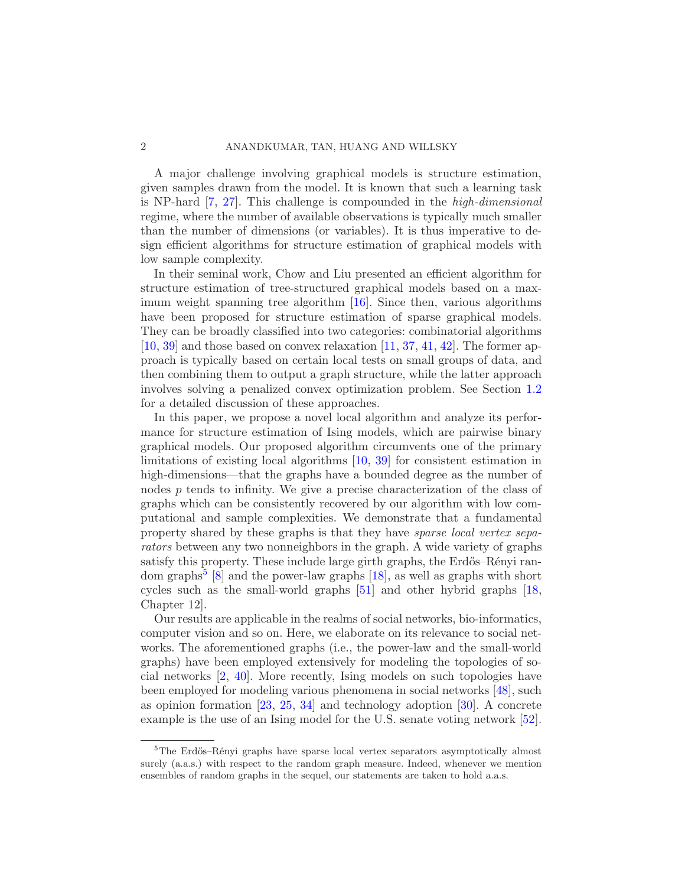A major challenge involving graphical models is structure estimation, given samples drawn from the model. It is known that such a learning task is NP-hard [7, 27]. This challenge is compounded in the *high-dimensional* regime, where the number of available observations is typically much smaller than the number of dimensions (or variables). It is thus imperative to design efficient algorithms for structure estimation of graphical models with low sample complexity.

In their seminal work, Chow and Liu presented an efficient algorithm for structure estimation of tree-structured graphical models based on a maximum weight spanning tree algorithm [16]. Since then, various algorithms have been proposed for structure estimation of sparse graphical models. They can be broadly classified into two categories: combinatorial algorithms [10, 39] and those based on convex relaxation [11, 37, 41, 42]. The former approach is typically based on certain local tests on small groups of data, and then combining them to output a graph structure, while the latter approach involves solving a penalized convex optimization problem. See Section 1.2 for a detailed discussion of these approaches.

In this paper, we propose a novel local algorithm and analyze its performance for structure estimation of Ising models, which are pairwise binary graphical models. Our proposed algorithm circumvents one of the primary limitations of existing local algorithms [10, 39] for consistent estimation in high-dimensions—that the graphs have a bounded degree as the number of nodes $p$ tends to infinity. We give a precise characterization of the class of graphs which can be consistently recovered by our algorithm with low computational and sample complexities. We demonstrate that a fundamental property shared by these graphs is that they have *sparse local vertex separators* between any two nonneighbors in the graph. A wide variety of graphs satisfy this property. These include large girth graphs, the Erdős–Rényi random graphs[5] [8] and the power-law graphs [18], as well as graphs with short cycles such as the small-world graphs [51] and other hybrid graphs [18, Chapter 12].

Our results are applicable in the realms of social networks, bio-informatics, computer vision and so on. Here, we elaborate on its relevance to social networks. The aforementioned graphs (i.e., the power-law and the small-world graphs) have been employed extensively for modeling the topologies of social networks [2, 40]. More recently, Ising models on such topologies have been employed for modeling various phenomena in social networks [48], such as opinion formation [23, 25, 34] and technology adoption [30]. A concrete example is the use of an Ising model for the U.S. senate voting network [52].

---

[5]The Erdős–Rényi graphs have sparse local vertex separators asymptotically almost surely (a.a.s.) with respect to the random graph measure. Indeed, whenever we mention ensembles of random graphs in the sequel, our statements are taken to hold a.a.s.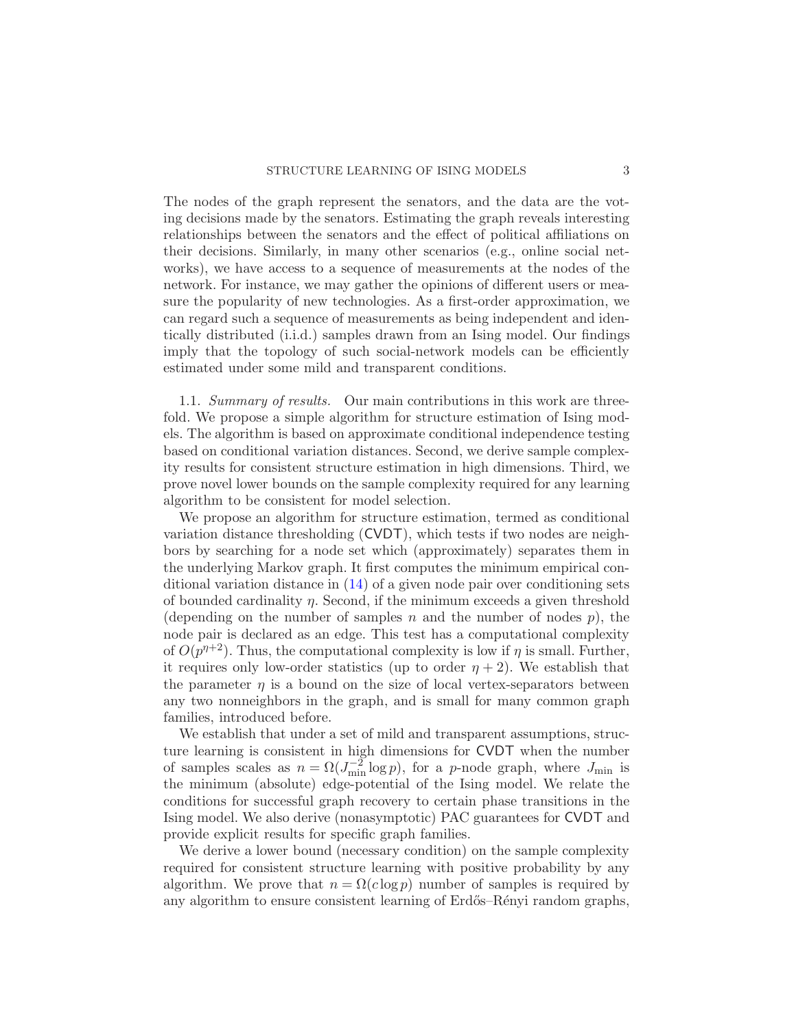The nodes of the graph represent the senators, and the data are the voting decisions made by the senators. Estimating the graph reveals interesting relationships between the senators and the effect of political affiliations on their decisions. Similarly, in many other scenarios (e.g., online social networks), we have access to a sequence of measurements at the nodes of the network. For instance, we may gather the opinions of different users or measure the popularity of new technologies. As a first-order approximation, we can regard such a sequence of measurements as being independent and identically distributed (i.i.d.) samples drawn from an Ising model. Our findings imply that the topology of such social-network models can be efficiently estimated under some mild and transparent conditions.

1.1. *Summary of results.* Our main contributions in this work are threefold. We propose a simple algorithm for structure estimation of Ising models. The algorithm is based on approximate conditional independence testing based on conditional variation distances. Second, we derive sample complexity results for consistent structure estimation in high dimensions. Third, we prove novel lower bounds on the sample complexity required for any learning algorithm to be consistent for model selection.

We propose an algorithm for structure estimation, termed as conditional variation distance thresholding (CVDT), which tests if two nodes are neighbors by searching for a node set which (approximately) separates them in the underlying Markov graph. It first computes the minimum empirical conditional variation distance in (14) of a given node pair over conditioning sets of bounded cardinality $\eta$. Second, if the minimum exceeds a given threshold (depending on the number of samples $n$ and the number of nodes $p$), the node pair is declared as an edge. This test has a computational complexity of $O(p^{\eta+2})$. Thus, the computational complexity is low if $\eta$ is small. Further, it requires only low-order statistics (up to order $\eta + 2$). We establish that the parameter $\eta$ is a bound on the size of local vertex-separators between any two nonneighbors in the graph, and is small for many common graph families, introduced before.

We establish that under a set of mild and transparent assumptions, structure learning is consistent in high dimensions for CVDT when the number of samples scales as $n = \Omega(J_{\min}^{-2} \log p)$, for a $p$-node graph, where $J_{\min}$ is the minimum (absolute) edge-potential of the Ising model. We relate the conditions for successful graph recovery to certain phase transitions in the Ising model. We also derive (nonasymptotic) PAC guarantees for CVDT and provide explicit results for specific graph families.

We derive a lower bound (necessary condition) on the sample complexity required for consistent structure learning with positive probability by any algorithm. We prove that $n = \Omega(c \log p)$ number of samples is required by any algorithm to ensure consistent learning of Erdős–Rényi random graphs,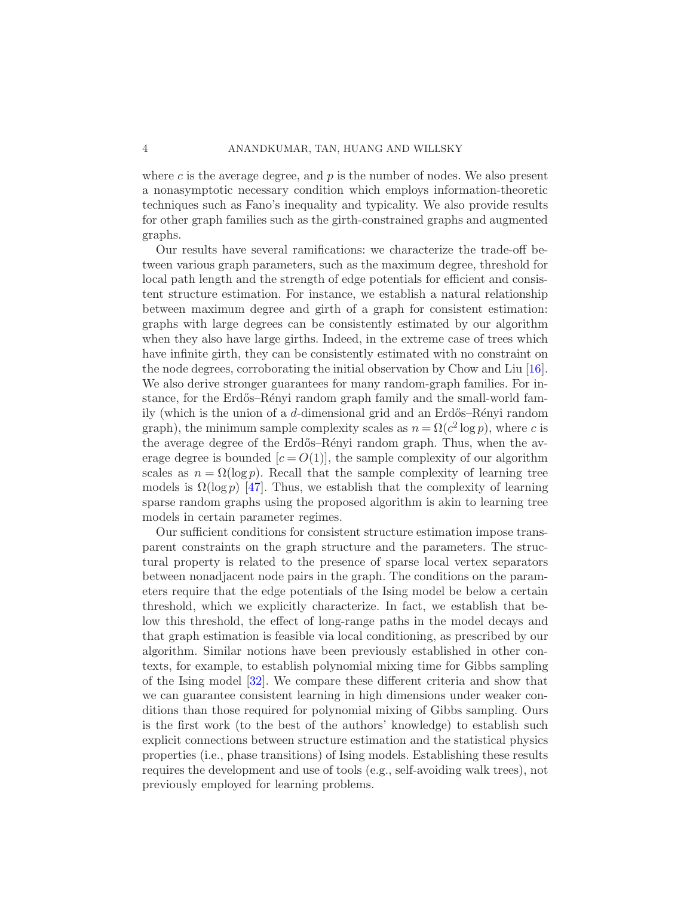where $c$ is the average degree, and $p$ is the number of nodes. We also present a nonasymptotic necessary condition which employs information-theoretic techniques such as Fano's inequality and typicality. We also provide results for other graph families such as the girth-constrained graphs and augmented graphs.

Our results have several ramifications: we characterize the trade-off between various graph parameters, such as the maximum degree, threshold for local path length and the strength of edge potentials for efficient and consistent structure estimation. For instance, we establish a natural relationship between maximum degree and girth of a graph for consistent estimation: graphs with large degrees can be consistently estimated by our algorithm when they also have large girths. Indeed, in the extreme case of trees which have infinite girth, they can be consistently estimated with no constraint on the node degrees, corroborating the initial observation by Chow and Liu [16]. We also derive stronger guarantees for many random-graph families. For instance, for the Erdős–Rényi random graph family and the small-world family (which is the union of a $d$-dimensional grid and an Erdős–Rényi random graph), the minimum sample complexity scales as $n = \Omega(c^2 \log p)$, where $c$ is the average degree of the Erdős–Rényi random graph. Thus, when the average degree is bounded [$c = O(1)$], the sample complexity of our algorithm scales as $n = \Omega(\log p)$. Recall that the sample complexity of learning tree models is $\Omega(\log p)$ [47]. Thus, we establish that the complexity of learning sparse random graphs using the proposed algorithm is akin to learning tree models in certain parameter regimes.

Our sufficient conditions for consistent structure estimation impose transparent constraints on the graph structure and the parameters. The structural property is related to the presence of sparse local vertex separators between nonadjacent node pairs in the graph. The conditions on the parameters require that the edge potentials of the Ising model be below a certain threshold, which we explicitly characterize. In fact, we establish that below this threshold, the effect of long-range paths in the model decays and that graph estimation is feasible via local conditioning, as prescribed by our algorithm. Similar notions have been previously established in other contexts, for example, to establish polynomial mixing time for Gibbs sampling of the Ising model [32]. We compare these different criteria and show that we can guarantee consistent learning in high dimensions under weaker conditions than those required for polynomial mixing of Gibbs sampling. Ours is the first work (to the best of the authors' knowledge) to establish such explicit connections between structure estimation and the statistical physics properties (i.e., phase transitions) of Ising models. Establishing these results requires the development and use of tools (e.g., self-avoiding walk trees), not previously employed for learning problems.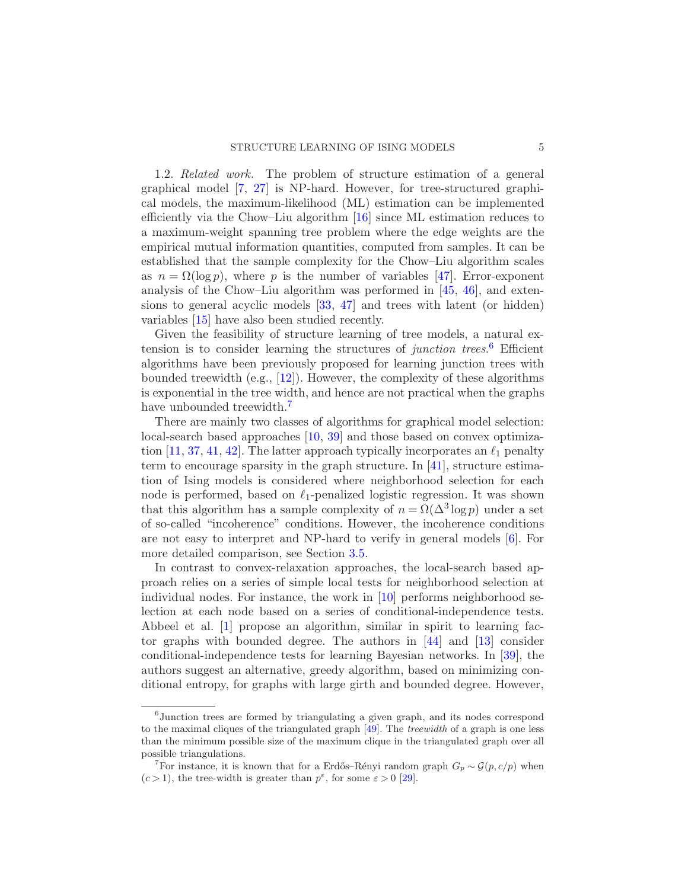1.2. *Related work.* The problem of structure estimation of a general graphical model [7, 27] is NP-hard. However, for tree-structured graphical models, the maximum-likelihood (ML) estimation can be implemented efficiently via the Chow–Liu algorithm [16] since ML estimation reduces to a maximum-weight spanning tree problem where the edge weights are the empirical mutual information quantities, computed from samples. It can be established that the sample complexity for the Chow–Liu algorithm scales as $n = \Omega(\log p)$, where $p$ is the number of variables [47]. Error-exponent analysis of the Chow–Liu algorithm was performed in [45, 46], and extensions to general acyclic models [33, 47] and trees with latent (or hidden) variables [15] have also been studied recently.

Given the feasibility of structure learning of tree models, a natural extension is to consider learning the structures of *junction trees*.[6] Efficient algorithms have been previously proposed for learning junction trees with bounded treewidth (e.g., [12]). However, the complexity of these algorithms is exponential in the tree width, and hence are not practical when the graphs have unbounded treewidth.[7]

There are mainly two classes of algorithms for graphical model selection: local-search based approaches [10, 39] and those based on convex optimization [11, 37, 41, 42]. The latter approach typically incorporates an $\ell_1$ penalty term to encourage sparsity in the graph structure. In [41], structure estimation of Ising models is considered where neighborhood selection for each node is performed, based on $\ell_1$-penalized logistic regression. It was shown that this algorithm has a sample complexity of $n = \Omega(\Delta^3 \log p)$ under a set of so-called "incoherence" conditions. However, the incoherence conditions are not easy to interpret and NP-hard to verify in general models [6]. For more detailed comparison, see Section 3.5.

In contrast to convex-relaxation approaches, the local-search based approach relies on a series of simple local tests for neighborhood selection at individual nodes. For instance, the work in [10] performs neighborhood selection at each node based on a series of conditional-independence tests. Abbeel et al. [1] propose an algorithm, similar in spirit to learning factor graphs with bounded degree. The authors in [44] and [13] consider conditional-independence tests for learning Bayesian networks. In [39], the authors suggest an alternative, greedy algorithm, based on minimizing conditional entropy, for graphs with large girth and bounded degree. However,

---

[6] Junction trees are formed by triangulating a given graph, and its nodes correspond to the maximal cliques of the triangulated graph [49]. The *treewidth* of a graph is one less than the minimum possible size of the maximum clique in the triangulated graph over all possible triangulations.

[7] For instance, it is known that for a Erdős–Rényi random graph $G_p \sim \mathcal{G}(p, c/p)$ when $(c > 1)$, the tree-width is greater than $p^{\varepsilon}$, for some $\varepsilon > 0$ [29].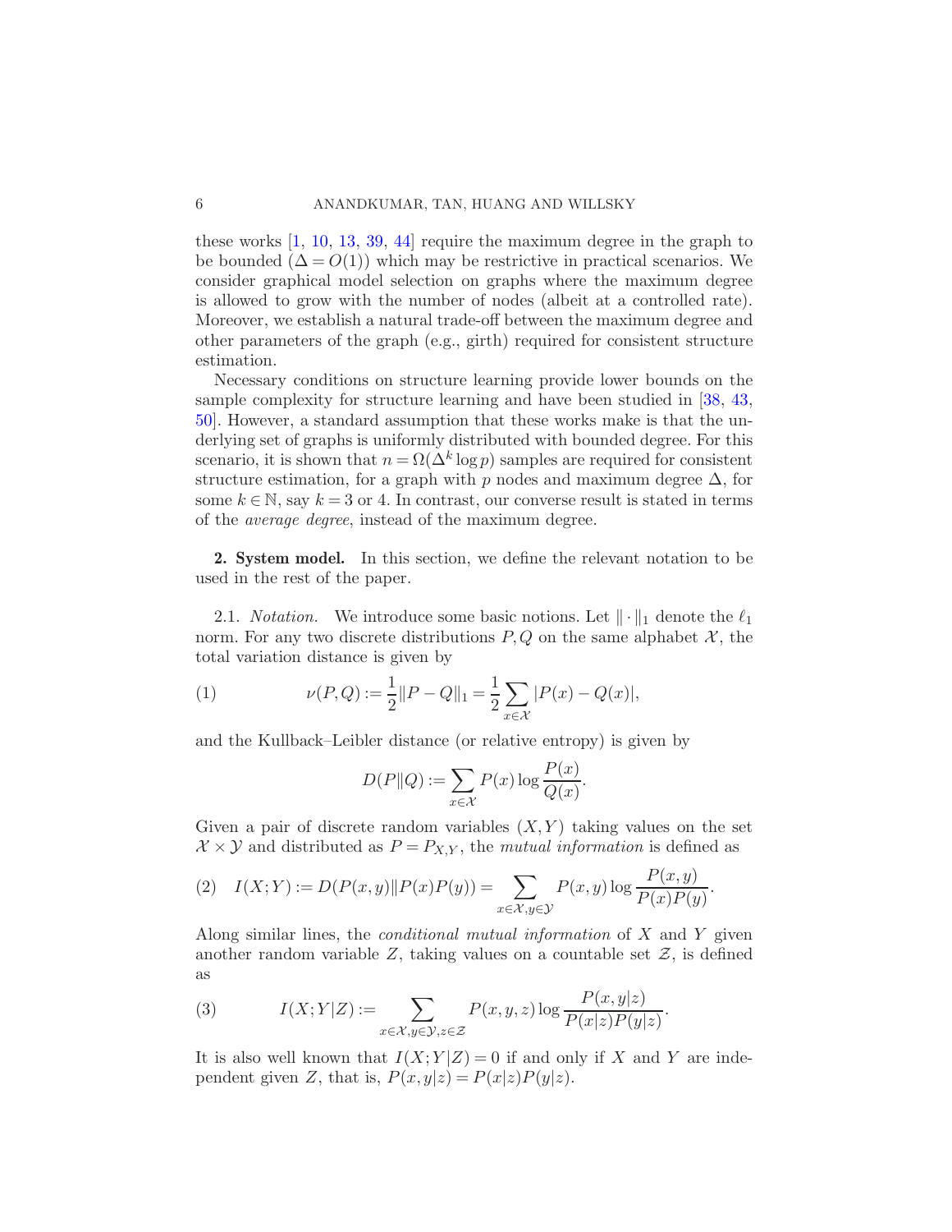these works [1, 10, 13, 39, 44] require the maximum degree in the graph to be bounded ($\Delta = O(1)$) which may be restrictive in practical scenarios. We consider graphical model selection on graphs where the maximum degree is allowed to grow with the number of nodes (albeit at a controlled rate). Moreover, we establish a natural trade-off between the maximum degree and other parameters of the graph (e.g., girth) required for consistent structure estimation.

Necessary conditions on structure learning provide lower bounds on the sample complexity for structure learning and have been studied in [38, 43, 50]. However, a standard assumption that these works make is that the underlying set of graphs is uniformly distributed with bounded degree. For this scenario, it is shown that $n = \Omega(\Delta^k \log p)$ samples are required for consistent structure estimation, for a graph with $p$ nodes and maximum degree $\Delta$, for some $k \in \mathbb{N}$, say $k = 3$ or 4. In contrast, our converse result is stated in terms of the *average degree*, instead of the maximum degree.

## 2. System model.

In this section, we define the relevant notation to be used in the rest of the paper.

### 2.1. *Notation.*

We introduce some basic notions. Let $\|\cdot\|_1$ denote the $\ell_1$ norm. For any two discrete distributions $P, Q$ on the same alphabet $\mathcal{X}$, the total variation distance is given by

$$\nu(P, Q) := \frac{1}{2}\|P - Q\|_1 = \frac{1}{2}\sum_{x \in \mathcal{X}} |P(x) - Q(x)|, \tag{1}$$

and the Kullback–Leibler distance (or relative entropy) is given by

$$D(P\|Q) := \sum_{x \in \mathcal{X}} P(x) \log \frac{P(x)}{Q(x)}.$$

Given a pair of discrete random variables $(X, Y)$ taking values on the set $\mathcal{X} \times \mathcal{Y}$ and distributed as $P = P_{X,Y}$, the *mutual information* is defined as

$$I(X;Y) := D(P(x,y)\|P(x)P(y)) = \sum_{x \in \mathcal{X}, y \in \mathcal{Y}} P(x,y) \log \frac{P(x,y)}{P(x)P(y)}. \tag{2}$$

Along similar lines, the *conditional mutual information* of $X$ and $Y$ given another random variable $Z$, taking values on a countable set $\mathcal{Z}$, is defined as

$$I(X;Y|Z) := \sum_{x \in \mathcal{X}, y \in \mathcal{Y}, z \in \mathcal{Z}} P(x,y,z) \log \frac{P(x,y|z)}{P(x|z)P(y|z)}. \tag{3}$$

It is also well known that $I(X;Y|Z) = 0$ if and only if $X$ and $Y$ are independent given $Z$, that is, $P(x,y|z) = P(x|z)P(y|z)$.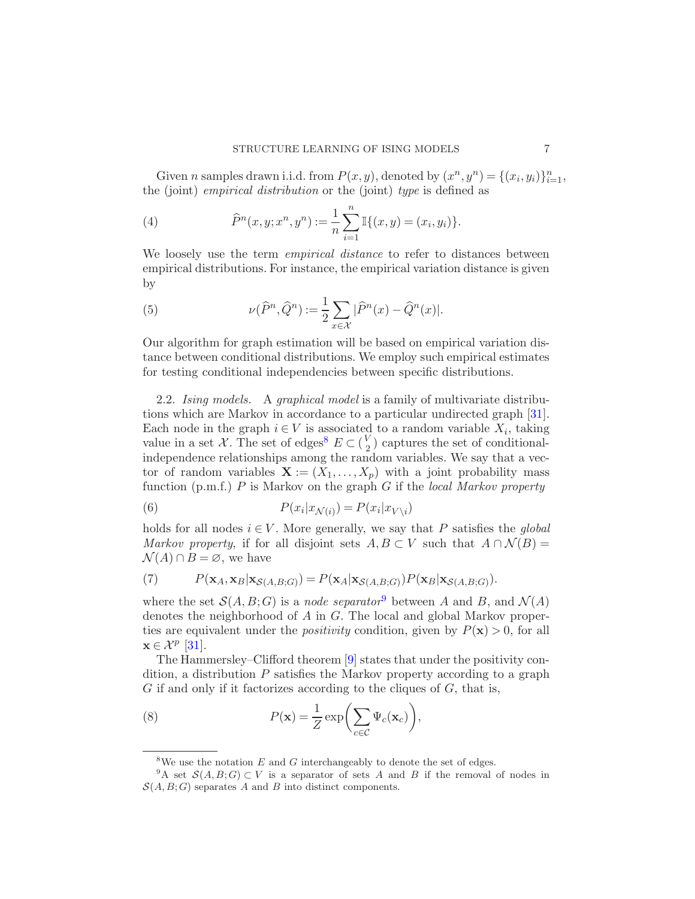Given $n$ samples drawn i.i.d. from $P(x,y)$, denoted by $(x^n, y^n) = \{(x_i, y_i)\}_{i=1}^n$, the (joint) *empirical distribution* or the (joint) *type* is defined as

$$\widehat{P}^n(x, y; x^n, y^n) := \frac{1}{n}\sum_{i=1}^{n} \mathbb{I}\{(x,y) = (x_i, y_i)\}. \tag{4}$$

We loosely use the term *empirical distance* to refer to distances between empirical distributions. For instance, the empirical variation distance is given by

$$\nu(\widehat{P}^n, \widehat{Q}^n) := \frac{1}{2}\sum_{x\in\mathcal{X}} |\widehat{P}^n(x) - \widehat{Q}^n(x)|. \tag{5}$$

Our algorithm for graph estimation will be based on empirical variation distance between conditional distributions. We employ such empirical estimates for testing conditional independencies between specific distributions.

2.2. *Ising models.* A *graphical model* is a family of multivariate distributions which are Markov in accordance to a particular undirected graph [31]. Each node in the graph $i \in V$ is associated to a random variable $X_i$, taking value in a set $\mathcal{X}$. The set of edges[8] $E \subset \binom{V}{2}$ captures the set of conditional-independence relationships among the random variables. We say that a vector of random variables $\mathbf{X} := (X_1, \ldots, X_p)$ with a joint probability mass function (p.m.f.) $P$ is Markov on the graph $G$ if the *local Markov property*

$$P(x_i | x_{\mathcal{N}(i)}) = P(x_i | x_{V\setminus i}) \tag{6}$$

holds for all nodes $i \in V$. More generally, we say that $P$ satisfies the *global Markov property*, if for all disjoint sets $A, B \subset V$ such that $A \cap \mathcal{N}(B) = \mathcal{N}(A) \cap B = \varnothing$, we have

$$P(\mathbf{x}_A, \mathbf{x}_B | \mathbf{x}_{\mathcal{S}(A,B;G)}) = P(\mathbf{x}_A | \mathbf{x}_{\mathcal{S}(A,B;G)}) P(\mathbf{x}_B | \mathbf{x}_{\mathcal{S}(A,B;G)}). \tag{7}$$

where the set $\mathcal{S}(A,B;G)$ is a *node separator*[9] between $A$ and $B$, and $\mathcal{N}(A)$ denotes the neighborhood of $A$ in $G$. The local and global Markov properties are equivalent under the *positivity* condition, given by $P(\mathbf{x}) > 0$, for all $\mathbf{x} \in \mathcal{X}^p$ [31].

The Hammersley–Clifford theorem [9] states that under the positivity condition, a distribution $P$ satisfies the Markov property according to a graph $G$ if and only if it factorizes according to the cliques of $G$, that is,

$$P(\mathbf{x}) = \frac{1}{Z}\exp\left(\sum_{c\in\mathcal{C}} \Psi_c(\mathbf{x}_c)\right), \tag{8}$$

---

[8] We use the notation $E$ and $G$ interchangeably to denote the set of edges.

[9] A set $\mathcal{S}(A,B;G) \subset V$ is a separator of sets $A$ and $B$ if the removal of nodes in $\mathcal{S}(A,B;G)$ separates $A$ and $B$ into distinct components.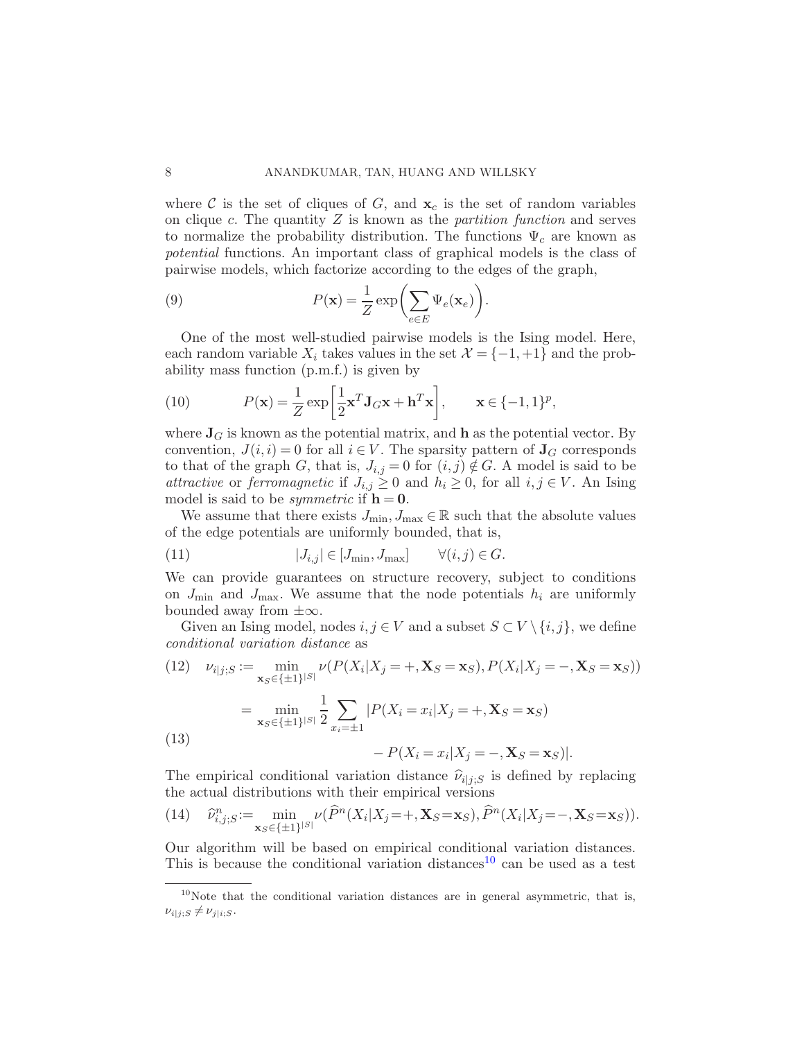where $\mathcal{C}$ is the set of cliques of $G$, and $\mathbf{x}_c$ is the set of random variables on clique $c$. The quantity $Z$ is known as the *partition function* and serves to normalize the probability distribution. The functions $\Psi_c$ are known as *potential* functions. An important class of graphical models is the class of pairwise models, which factorize according to the edges of the graph,

$$P(\mathbf{x}) = \frac{1}{Z} \exp\left( \sum_{e \in E} \Psi_e(\mathbf{x}_e) \right). \tag{9}$$

One of the most well-studied pairwise models is the Ising model. Here, each random variable $X_i$ takes values in the set $\mathcal{X} = \{-1, +1\}$ and the probability mass function (p.m.f.) is given by

$$P(\mathbf{x}) = \frac{1}{Z} \exp\left[ \frac{1}{2} \mathbf{x}^T \mathbf{J}_G \mathbf{x} + \mathbf{h}^T \mathbf{x} \right], \qquad \mathbf{x} \in \{-1, 1\}^p, \tag{10}$$

where $\mathbf{J}_G$ is known as the potential matrix, and $\mathbf{h}$ as the potential vector. By convention, $J(i,i) = 0$ for all $i \in V$. The sparsity pattern of $\mathbf{J}_G$ corresponds to that of the graph $G$, that is, $J_{i,j} = 0$ for $(i,j) \notin G$. A model is said to be *attractive* or *ferromagnetic* if $J_{i,j} \geq 0$ and $h_i \geq 0$, for all $i, j \in V$. An Ising model is said to be *symmetric* if $\mathbf{h} = \mathbf{0}$.

We assume that there exists $J_{\min}, J_{\max} \in \mathbb{R}$ such that the absolute values of the edge potentials are uniformly bounded, that is,

$$|J_{i,j}| \in [J_{\min}, J_{\max}] \qquad \forall (i,j) \in G. \tag{11}$$

We can provide guarantees on structure recovery, subject to conditions on $J_{\min}$ and $J_{\max}$. We assume that the node potentials $h_i$ are uniformly bounded away from $\pm\infty$.

Given an Ising model, nodes $i, j \in V$ and a subset $S \subset V \setminus \{i, j\}$, we define *conditional variation distance* as

$$\nu_{i|j;S} := \min_{\mathbf{x}_S \in \{\pm 1\}^{|S|}} \nu(P(X_i | X_j = +, \mathbf{X}_S = \mathbf{x}_S), P(X_i | X_j = -, \mathbf{X}_S = \mathbf{x}_S)) \tag{12}$$

$$= \min_{\mathbf{x}_S \in \{\pm 1\}^{|S|}} \frac{1}{2} \sum_{x_i = \pm 1} |P(X_i = x_i | X_j = +, \mathbf{X}_S = \mathbf{x}_S) - P(X_i = x_i | X_j = -, \mathbf{X}_S = \mathbf{x}_S)|. \tag{13}$$

The empirical conditional variation distance $\widehat{\nu}_{i|j;S}$ is defined by replacing the actual distributions with their empirical versions

$$\widehat{\nu}^n_{i,j;S} := \min_{\mathbf{x}_S \in \{\pm 1\}^{|S|}} \nu(\widehat{P}^n(X_i | X_j = +, \mathbf{X}_S = \mathbf{x}_S), \widehat{P}^n(X_i | X_j = -, \mathbf{X}_S = \mathbf{x}_S)). \tag{14}$$

Our algorithm will be based on empirical conditional variation distances. This is because the conditional variation distances[10] can be used as a test

[10] Note that the conditional variation distances are in general asymmetric, that is, $\nu_{i|j;S} \neq \nu_{j|i;S}$.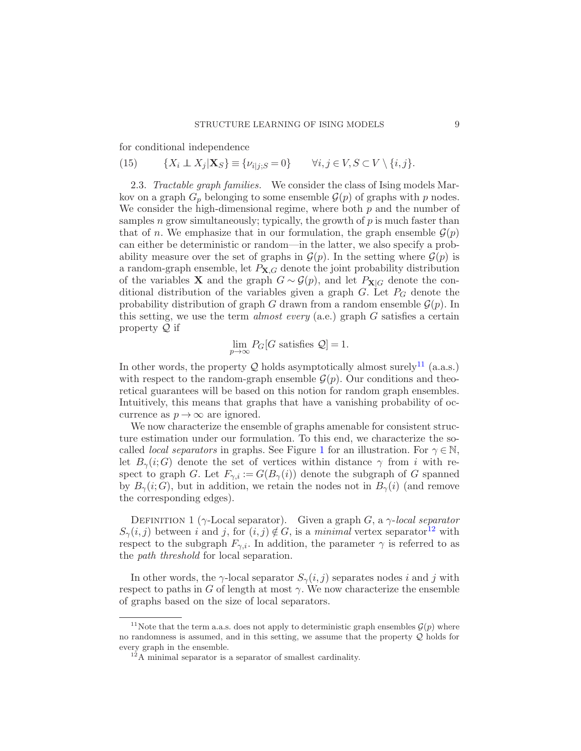for conditional independence

$$
\{X_i \perp\!\!\!\perp X_j | \mathbf{X}_S\} \equiv \{\nu_{i|j;S} = 0\} \qquad \forall i, j \in V, S \subset V \setminus \{i, j\}. \tag{15}
$$

2.3. *Tractable graph families.* We consider the class of Ising models Markov on a graph $G_p$ belonging to some ensemble $\mathcal{G}(p)$ of graphs with $p$ nodes. We consider the high-dimensional regime, where both $p$ and the number of samples $n$ grow simultaneously; typically, the growth of $p$ is much faster than that of $n$. We emphasize that in our formulation, the graph ensemble $\mathcal{G}(p)$ can either be deterministic or random—in the latter, we also specify a probability measure over the set of graphs in $\mathcal{G}(p)$. In the setting where $\mathcal{G}(p)$ is a random-graph ensemble, let $P_{\mathbf{X},G}$ denote the joint probability distribution of the variables $\mathbf{X}$ and the graph $G \sim \mathcal{G}(p)$, and let $P_{\mathbf{X}|G}$ denote the conditional distribution of the variables given a graph $G$. Let $P_G$ denote the probability distribution of graph $G$ drawn from a random ensemble $\mathcal{G}(p)$. In this setting, we use the term *almost every* (a.e.) graph $G$ satisfies a certain property $\mathcal{Q}$ if

$$
\lim_{p \to \infty} P_G[G \text{ satisfies } \mathcal{Q}] = 1.
$$

In other words, the property $\mathcal{Q}$ holds asymptotically almost surely[11] (a.a.s.) with respect to the random-graph ensemble $\mathcal{G}(p)$. Our conditions and theoretical guarantees will be based on this notion for random graph ensembles. Intuitively, this means that graphs that have a vanishing probability of occurrence as $p \to \infty$ are ignored.

We now characterize the ensemble of graphs amenable for consistent structure estimation under our formulation. To this end, we characterize the so-called *local separators* in graphs. See Figure 1 for an illustration. For $\gamma \in \mathbb{N}$, let $B_\gamma(i; G)$ denote the set of vertices within distance $\gamma$ from $i$ with respect to graph $G$. Let $F_{\gamma,i} := G(B_\gamma(i))$ denote the subgraph of $G$ spanned by $B_\gamma(i; G)$, but in addition, we retain the nodes not in $B_\gamma(i)$ (and remove the corresponding edges).

Definition 1 ($\gamma$-Local separator). Given a graph $G$, a *$\gamma$-local separator* $S_\gamma(i, j)$ between $i$ and $j$, for $(i, j) \notin G$, is a *minimal* vertex separator[12] with respect to the subgraph $F_{\gamma,i}$. In addition, the parameter $\gamma$ is referred to as the *path threshold* for local separation.

In other words, the $\gamma$-local separator $S_\gamma(i, j)$ separates nodes $i$ and $j$ with respect to paths in $G$ of length at most $\gamma$. We now characterize the ensemble of graphs based on the size of local separators.

[11] Note that the term a.a.s. does not apply to deterministic graph ensembles $\mathcal{G}(p)$ where no randomness is assumed, and in this setting, we assume that the property $\mathcal{Q}$ holds for every graph in the ensemble.

[12] A minimal separator is a separator of smallest cardinality.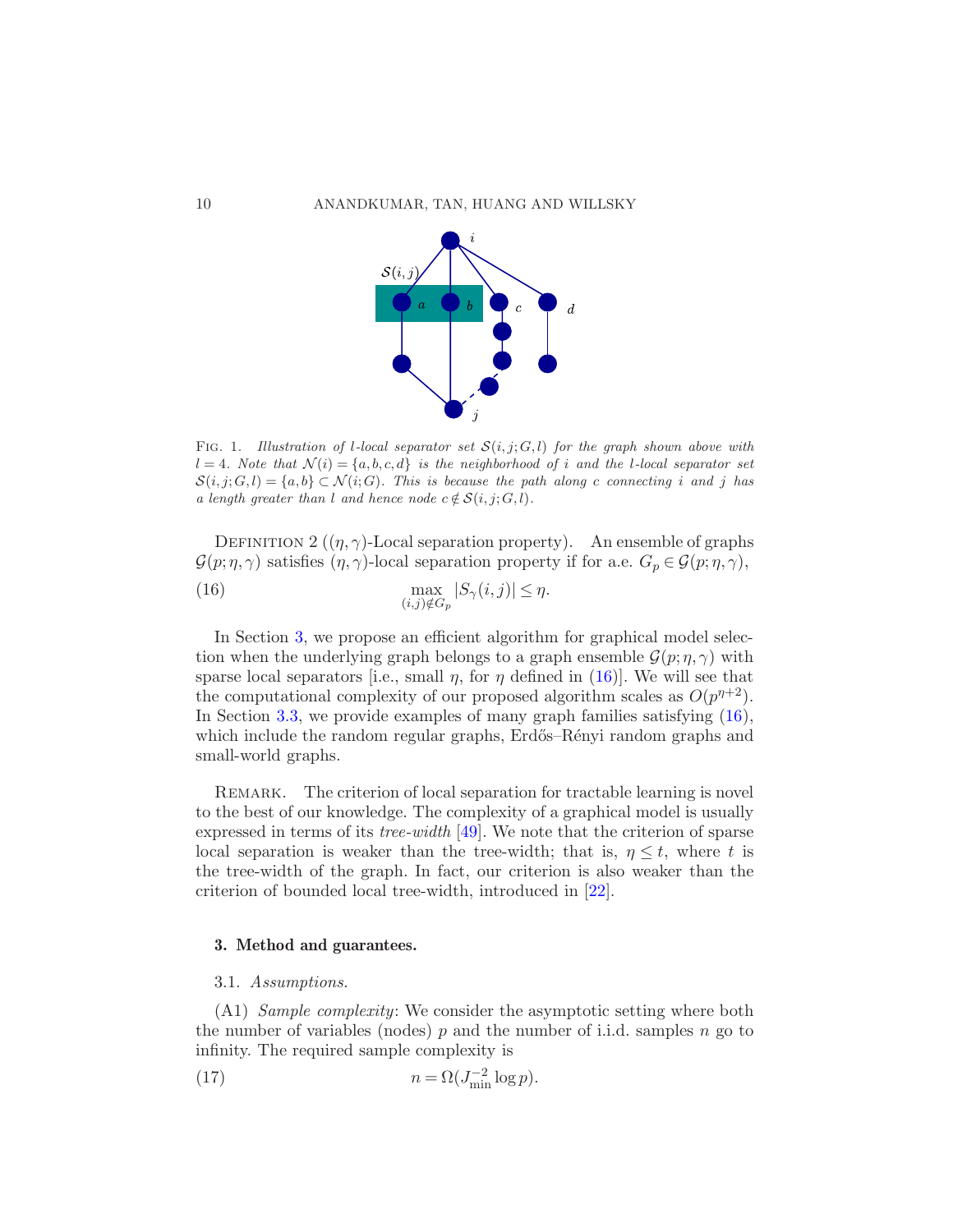Fig. 1. *Illustration of l-local separator set $\mathcal{S}(i,j;G,l)$ for the graph shown above with $l=4$. Note that $\mathcal{N}(i)=\{a,b,c,d\}$ is the neighborhood of $i$ and the $l$-local separator set $\mathcal{S}(i,j;G,l)=\{a,b\}\subset\mathcal{N}(i;G)$. This is because the path along $c$ connecting $i$ and $j$ has a length greater than $l$ and hence node $c\notin\mathcal{S}(i,j;G,l)$.*

Definition 2 ($(\eta,\gamma)$-Local separation property). An ensemble of graphs $\mathcal{G}(p;\eta,\gamma)$ satisfies $(\eta,\gamma)$-local separation property if for a.e. $G_p\in\mathcal{G}(p;\eta,\gamma)$,

$$\max_{(i,j)\notin G_p}|S_\gamma(i,j)|\le\eta. \tag{16}$$

In Section 3, we propose an efficient algorithm for graphical model selection when the underlying graph belongs to a graph ensemble $\mathcal{G}(p;\eta,\gamma)$ with sparse local separators [i.e., small $\eta$, for $\eta$ defined in (16)]. We will see that the computational complexity of our proposed algorithm scales as $O(p^{\eta+2})$. In Section 3.3, we provide examples of many graph families satisfying (16), which include the random regular graphs, Erdős–Rényi random graphs and small-world graphs.

Remark. The criterion of local separation for tractable learning is novel to the best of our knowledge. The complexity of a graphical model is usually expressed in terms of its *tree-width* [49]. We note that the criterion of sparse local separation is weaker than the tree-width; that is, $\eta\le t$, where $t$ is the tree-width of the graph. In fact, our criterion is also weaker than the criterion of bounded local tree-width, introduced in [22].

## 3. Method and guarantees.

### 3.1. *Assumptions.*

(A1) *Sample complexity*: We consider the asymptotic setting where both the number of variables (nodes) $p$ and the number of i.i.d. samples $n$ go to infinity. The required sample complexity is

$$n=\Omega(J_{\min}^{-2}\log p). \tag{17}$$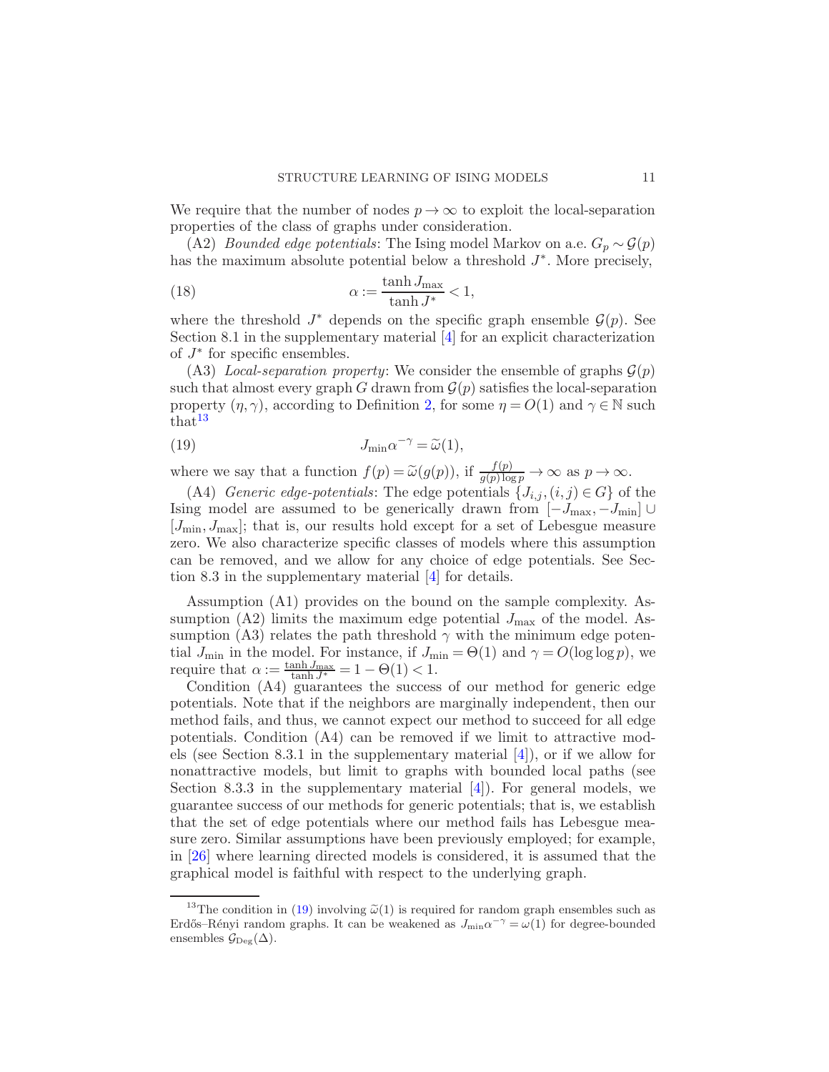We require that the number of nodes $p \to \infty$ to exploit the local-separation properties of the class of graphs under consideration.

(A2) *Bounded edge potentials*: The Ising model Markov on a.e. $G_p \sim \mathcal{G}(p)$ has the maximum absolute potential below a threshold $J^*$. More precisely,

$$\alpha := \frac{\tanh J_{\max}}{\tanh J^*} < 1, \tag{18}$$

where the threshold $J^*$ depends on the specific graph ensemble $\mathcal{G}(p)$. See Section 8.1 in the supplementary material [4] for an explicit characterization of $J^*$ for specific ensembles.

(A3) *Local-separation property*: We consider the ensemble of graphs $\mathcal{G}(p)$ such that almost every graph $G$ drawn from $\mathcal{G}(p)$ satisfies the local-separation property $(\eta, \gamma)$, according to Definition 2, for some $\eta = O(1)$ and $\gamma \in \mathbb{N}$ such that[13]

$$J_{\min} \alpha^{-\gamma} = \widetilde{\omega}(1), \tag{19}$$

where we say that a function $f(p) = \widetilde{\omega}(g(p))$, if $\frac{f(p)}{g(p)\log p} \to \infty$ as $p \to \infty$.

(A4) *Generic edge-potentials*: The edge potentials $\{J_{i,j}, (i,j) \in G\}$ of the Ising model are assumed to be generically drawn from $[-J_{\max}, -J_{\min}] \cup [J_{\min}, J_{\max}]$; that is, our results hold except for a set of Lebesgue measure zero. We also characterize specific classes of models where this assumption can be removed, and we allow for any choice of edge potentials. See Section 8.3 in the supplementary material [4] for details.

Assumption (A1) provides on the bound on the sample complexity. Assumption (A2) limits the maximum edge potential $J_{\max}$ of the model. Assumption (A3) relates the path threshold $\gamma$ with the minimum edge potential $J_{\min}$ in the model. For instance, if $J_{\min} = \Theta(1)$ and $\gamma = O(\log \log p)$, we require that $\alpha := \frac{\tanh J_{\max}}{\tanh J^*} = 1 - \Theta(1) < 1$.

Condition (A4) guarantees the success of our method for generic edge potentials. Note that if the neighbors are marginally independent, then our method fails, and thus, we cannot expect our method to succeed for all edge potentials. Condition (A4) can be removed if we limit to attractive models (see Section 8.3.1 in the supplementary material [4]), or if we allow for nonattractive models, but limit to graphs with bounded local paths (see Section 8.3.3 in the supplementary material [4]). For general models, we guarantee success of our methods for generic potentials; that is, we establish that the set of edge potentials where our method fails has Lebesgue measure zero. Similar assumptions have been previously employed; for example, in [26] where learning directed models is considered, it is assumed that the graphical model is faithful with respect to the underlying graph.

---

[13] The condition in (19) involving $\widetilde{\omega}(1)$ is required for random graph ensembles such as Erdős–Rényi random graphs. It can be weakened as $J_{\min}\alpha^{-\gamma} = \omega(1)$ for degree-bounded ensembles $\mathcal{G}_{\mathrm{Deg}}(\Delta)$.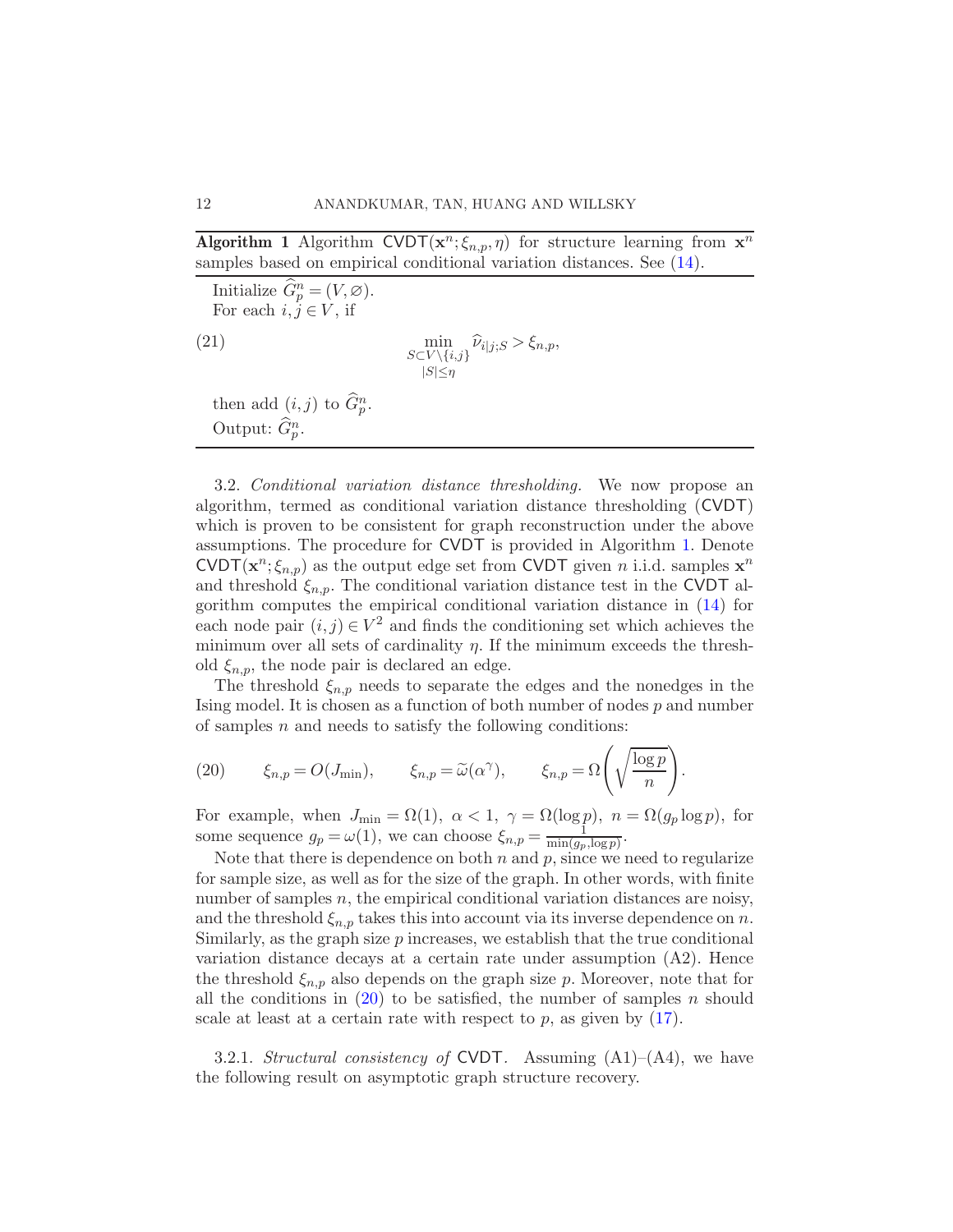**Algorithm 1** Algorithm $\mathsf{CVDT}(\mathbf{x}^n; \xi_{n,p}, \eta)$ for structure learning from $\mathbf{x}^n$ samples based on empirical conditional variation distances. See (14).

Initialize $\widehat{G}_p^n = (V, \varnothing)$.
For each $i, j \in V$, if

$$\min_{\substack{S \subset V \setminus \{i,j\} \\ |S| \leq \eta}} \widehat{\nu}_{i|j;S} > \xi_{n,p}, \tag{21}$$

then add $(i, j)$ to $\widehat{G}_p^n$.
Output: $\widehat{G}_p^n$.

3.2. *Conditional variation distance thresholding.* We now propose an algorithm, termed as conditional variation distance thresholding ($\mathsf{CVDT}$) which is proven to be consistent for graph reconstruction under the above assumptions. The procedure for $\mathsf{CVDT}$ is provided in Algorithm 1. Denote $\mathsf{CVDT}(\mathbf{x}^n; \xi_{n,p})$ as the output edge set from $\mathsf{CVDT}$ given $n$ i.i.d. samples $\mathbf{x}^n$ and threshold $\xi_{n,p}$. The conditional variation distance test in the $\mathsf{CVDT}$ algorithm computes the empirical conditional variation distance in (14) for each node pair $(i, j) \in V^2$ and finds the conditioning set which achieves the minimum over all sets of cardinality $\eta$. If the minimum exceeds the threshold $\xi_{n,p}$, the node pair is declared an edge.

The threshold $\xi_{n,p}$ needs to separate the edges and the nonedges in the Ising model. It is chosen as a function of both number of nodes $p$ and number of samples $n$ and needs to satisfy the following conditions:

$$\xi_{n,p} = O(J_{\min}), \qquad \xi_{n,p} = \widetilde{\omega}(\alpha^{\gamma}), \qquad \xi_{n,p} = \Omega\left(\sqrt{\frac{\log p}{n}}\right). \tag{20}$$

For example, when $J_{\min} = \Omega(1)$, $\alpha < 1$, $\gamma = \Omega(\log p)$, $n = \Omega(g_p \log p)$, for some sequence $g_p = \omega(1)$, we can choose $\xi_{n,p} = \frac{1}{\min(g_p, \log p)}$.

Note that there is dependence on both $n$ and $p$, since we need to regularize for sample size, as well as for the size of the graph. In other words, with finite number of samples $n$, the empirical conditional variation distances are noisy, and the threshold $\xi_{n,p}$ takes this into account via its inverse dependence on $n$. Similarly, as the graph size $p$ increases, we establish that the true conditional variation distance decays at a certain rate under assumption (A2). Hence the threshold $\xi_{n,p}$ also depends on the graph size $p$. Moreover, note that for all the conditions in (20) to be satisfied, the number of samples $n$ should scale at least at a certain rate with respect to $p$, as given by (17).

3.2.1. *Structural consistency of* $\mathsf{CVDT}$. Assuming (A1)–(A4), we have the following result on asymptotic graph structure recovery.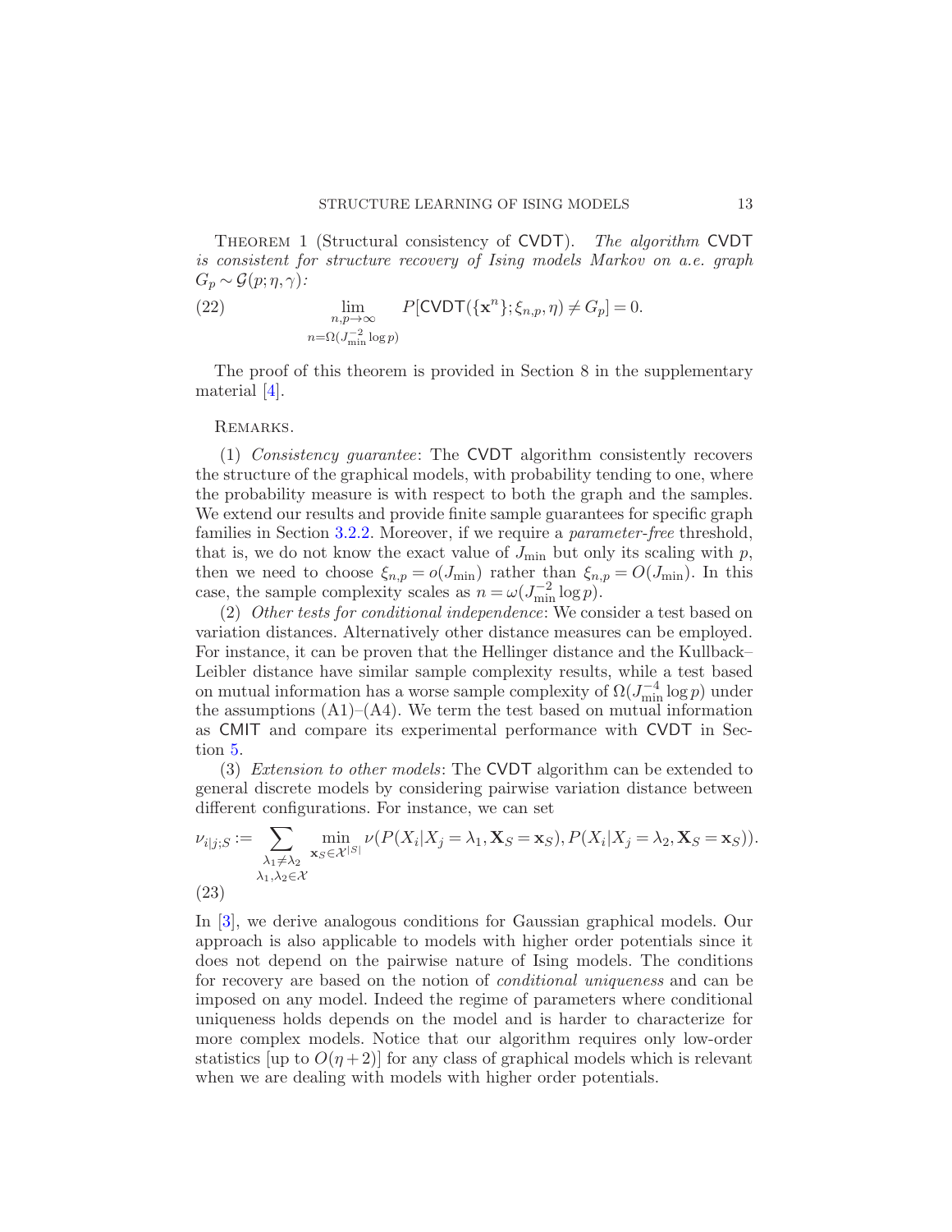Theorem 1 (Structural consistency of $\mathsf{CVDT}$). *The algorithm* $\mathsf{CVDT}$ *is consistent for structure recovery of Ising models Markov on a.e. graph* $G_p \sim \mathcal{G}(p;\eta,\gamma)$*:*

$$
\lim_{\substack{n,p\to\infty \\ n=\Omega(J_{\min}^{-2}\log p)}} P[\mathsf{CVDT}(\{\mathbf{x}^n\};\xi_{n,p},\eta) \neq G_p] = 0. \tag{22}
$$

The proof of this theorem is provided in Section 8 in the supplementary material [4].

Remarks.

(1) *Consistency guarantee*: The $\mathsf{CVDT}$ algorithm consistently recovers the structure of the graphical models, with probability tending to one, where the probability measure is with respect to both the graph and the samples. We extend our results and provide finite sample guarantees for specific graph families in Section 3.2.2. Moreover, if we require a *parameter-free* threshold, that is, we do not know the exact value of $J_{\min}$ but only its scaling with $p$, then we need to choose $\xi_{n,p} = o(J_{\min})$ rather than $\xi_{n,p} = O(J_{\min})$. In this case, the sample complexity scales as $n = \omega(J_{\min}^{-2}\log p)$.

(2) *Other tests for conditional independence*: We consider a test based on variation distances. Alternatively other distance measures can be employed. For instance, it can be proven that the Hellinger distance and the Kullback–Leibler distance have similar sample complexity results, while a test based on mutual information has a worse sample complexity of $\Omega(J_{\min}^{-4}\log p)$ under the assumptions (A1)–(A4). We term the test based on mutual information as $\mathsf{CMIT}$ and compare its experimental performance with $\mathsf{CVDT}$ in Section 5.

(3) *Extension to other models*: The $\mathsf{CVDT}$ algorithm can be extended to general discrete models by considering pairwise variation distance between different configurations. For instance, we can set

$$
\nu_{i|j;S} := \sum_{\substack{\lambda_1\neq\lambda_2 \\ \lambda_1,\lambda_2\in\mathcal{X}}} \min_{\mathbf{x}_S\in\mathcal{X}^{|S|}} \nu(P(X_i|X_j=\lambda_1,\mathbf{X}_S=\mathbf{x}_S), P(X_i|X_j=\lambda_2,\mathbf{X}_S=\mathbf{x}_S)). \tag{23}
$$

In [3], we derive analogous conditions for Gaussian graphical models. Our approach is also applicable to models with higher order potentials since it does not depend on the pairwise nature of Ising models. The conditions for recovery are based on the notion of *conditional uniqueness* and can be imposed on any model. Indeed the regime of parameters where conditional uniqueness holds depends on the model and is harder to characterize for more complex models. Notice that our algorithm requires only low-order statistics [up to $O(\eta+2)$] for any class of graphical models which is relevant when we are dealing with models with higher order potentials.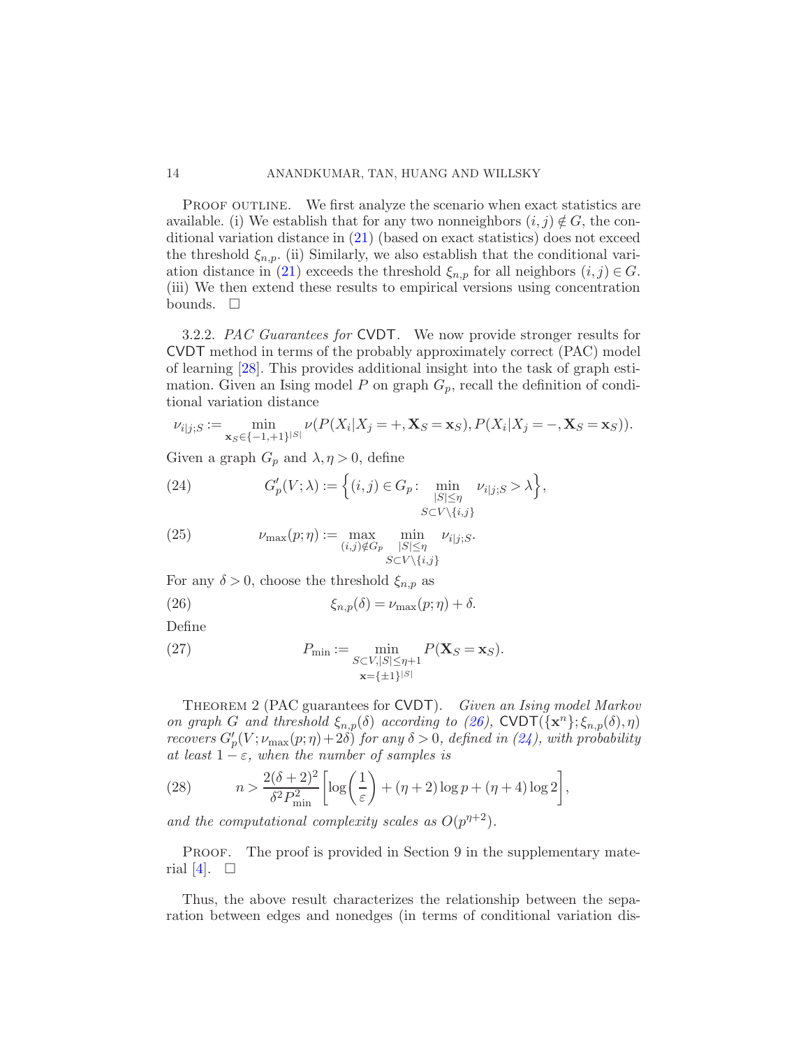PROOF OUTLINE. We first analyze the scenario when exact statistics are available. (i) We establish that for any two nonneighbors $(i,j) \notin G$, the conditional variation distance in (21) (based on exact statistics) does not exceed the threshold $\xi_{n,p}$. (ii) Similarly, we also establish that the conditional variation distance in (21) exceeds the threshold $\xi_{n,p}$ for all neighbors $(i,j) \in G$. (iii) We then extend these results to empirical versions using concentration bounds. □

3.2.2. *PAC Guarantees for* CVDT. We now provide stronger results for CVDT method in terms of the probably approximately correct (PAC) model of learning [28]. This provides additional insight into the task of graph estimation. Given an Ising model $P$ on graph $G_p$, recall the definition of conditional variation distance

$$\nu_{i|j;S} := \min_{\mathbf{x}_S \in \{-1,+1\}^{|S|}} \nu(P(X_i|X_j = +, \mathbf{X}_S = \mathbf{x}_S), P(X_i|X_j = -, \mathbf{X}_S = \mathbf{x}_S)).$$

Given a graph $G_p$ and $\lambda, \eta > 0$, define

$$G'_p(V;\lambda) := \Big\{(i,j) \in G_p \colon \min_{\substack{|S| \leq \eta \\ S \subset V \setminus \{i,j\}}} \nu_{i|j;S} > \lambda\Big\}, \tag{24}$$

$$\nu_{\max}(p;\eta) := \max_{(i,j) \notin G_p} \min_{\substack{|S| \leq \eta \\ S \subset V \setminus \{i,j\}}} \nu_{i|j;S}. \tag{25}$$

For any $\delta > 0$, choose the threshold $\xi_{n,p}$ as

$$\xi_{n,p}(\delta) = \nu_{\max}(p;\eta) + \delta. \tag{26}$$

Define

$$P_{\min} := \min_{\substack{S \subset V, |S| \leq \eta+1 \\ \mathbf{x} = \{\pm 1\}^{|S|}}} P(\mathbf{X}_S = \mathbf{x}_S). \tag{27}$$

THEOREM 2 (PAC guarantees for CVDT). *Given an Ising model Markov on graph $G$ and threshold $\xi_{n,p}(\delta)$ according to (26),* CVDT$(\{\mathbf{x}^n\}; \xi_{n,p}(\delta), \eta)$ *recovers $G'_p(V; \nu_{\max}(p;\eta) + 2\delta)$ for any $\delta > 0$, defined in (24), with probability at least $1 - \varepsilon$, when the number of samples is*

$$n > \frac{2(\delta+2)^2}{\delta^2 P_{\min}^2}\left[\log\left(\frac{1}{\varepsilon}\right) + (\eta+2)\log p + (\eta+4)\log 2\right], \tag{28}$$

*and the computational complexity scales as $O(p^{\eta+2})$.*

PROOF. The proof is provided in Section 9 in the supplementary material [4]. □

Thus, the above result characterizes the relationship between the separation between edges and nonedges (in terms of conditional variation dis-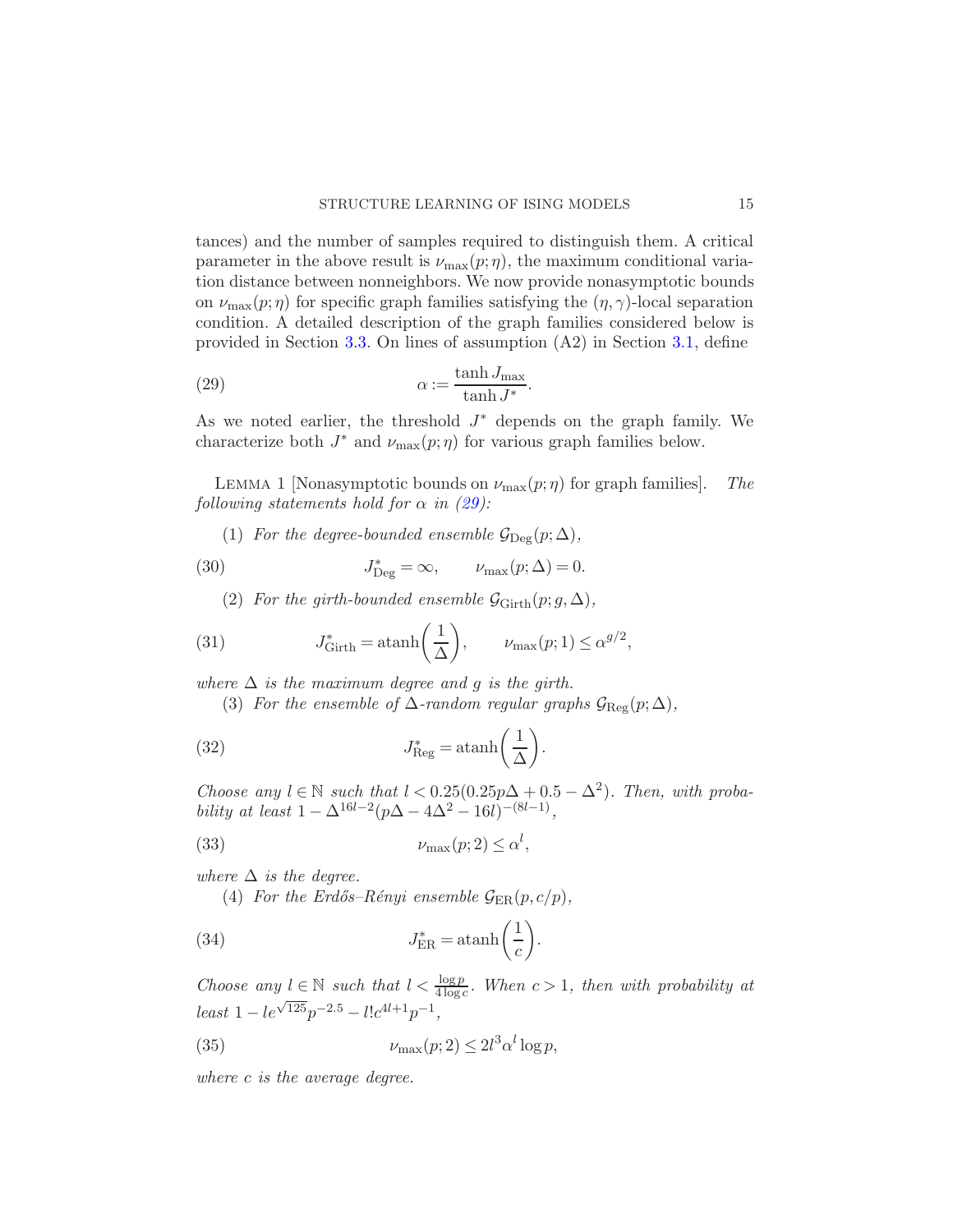tances) and the number of samples required to distinguish them. A critical parameter in the above result is $\nu_{\max}(p;\eta)$, the maximum conditional variation distance between nonneighbors. We now provide nonasymptotic bounds on $\nu_{\max}(p;\eta)$ for specific graph families satisfying the $(\eta,\gamma)$-local separation condition. A detailed description of the graph families considered below is provided in Section 3.3. On lines of assumption (A2) in Section 3.1, define

$$\alpha := \frac{\tanh J_{\max}}{\tanh J^*}. \tag{29}$$

As we noted earlier, the threshold $J^*$ depends on the graph family. We characterize both $J^*$ and $\nu_{\max}(p;\eta)$ for various graph families below.

LEMMA 1 [Nonasymptotic bounds on $\nu_{\max}(p;\eta)$ for graph families]. *The following statements hold for $\alpha$ in (29):*

(1) *For the degree-bounded ensemble $\mathcal{G}_{\mathrm{Deg}}(p;\Delta)$,*

$$J^*_{\mathrm{Deg}} = \infty, \qquad \nu_{\max}(p;\Delta) = 0. \tag{30}$$

(2) *For the girth-bounded ensemble $\mathcal{G}_{\mathrm{Girth}}(p;g,\Delta)$,*

$$J^*_{\mathrm{Girth}} = \operatorname{atanh}\left(\frac{1}{\Delta}\right), \qquad \nu_{\max}(p;1) \le \alpha^{g/2}, \tag{31}$$

*where $\Delta$ is the maximum degree and $g$ is the girth.*

(3) *For the ensemble of $\Delta$-random regular graphs $\mathcal{G}_{\mathrm{Reg}}(p;\Delta)$,*

$$J^*_{\mathrm{Reg}} = \operatorname{atanh}\left(\frac{1}{\Delta}\right). \tag{32}$$

*Choose any $l \in \mathbb{N}$ such that $l < 0.25(0.25p\Delta + 0.5 - \Delta^2)$. Then, with probability at least $1 - \Delta^{16l-2}(p\Delta - 4\Delta^2 - 16l)^{-(8l-1)}$,*

$$\nu_{\max}(p;2) \le \alpha^l, \tag{33}$$

*where $\Delta$ is the degree.*

(4) *For the Erdős–Rényi ensemble $\mathcal{G}_{\mathrm{ER}}(p,c/p)$,*

$$J^*_{\mathrm{ER}} = \operatorname{atanh}\left(\frac{1}{c}\right). \tag{34}$$

*Choose any $l \in \mathbb{N}$ such that $l < \frac{\log p}{4\log c}$. When $c > 1$, then with probability at least $1 - le^{\sqrt{125}}p^{-2.5} - l!c^{4l+1}p^{-1}$,*

$$\nu_{\max}(p;2) \le 2l^3\alpha^l \log p, \tag{35}$$

*where $c$ is the average degree.*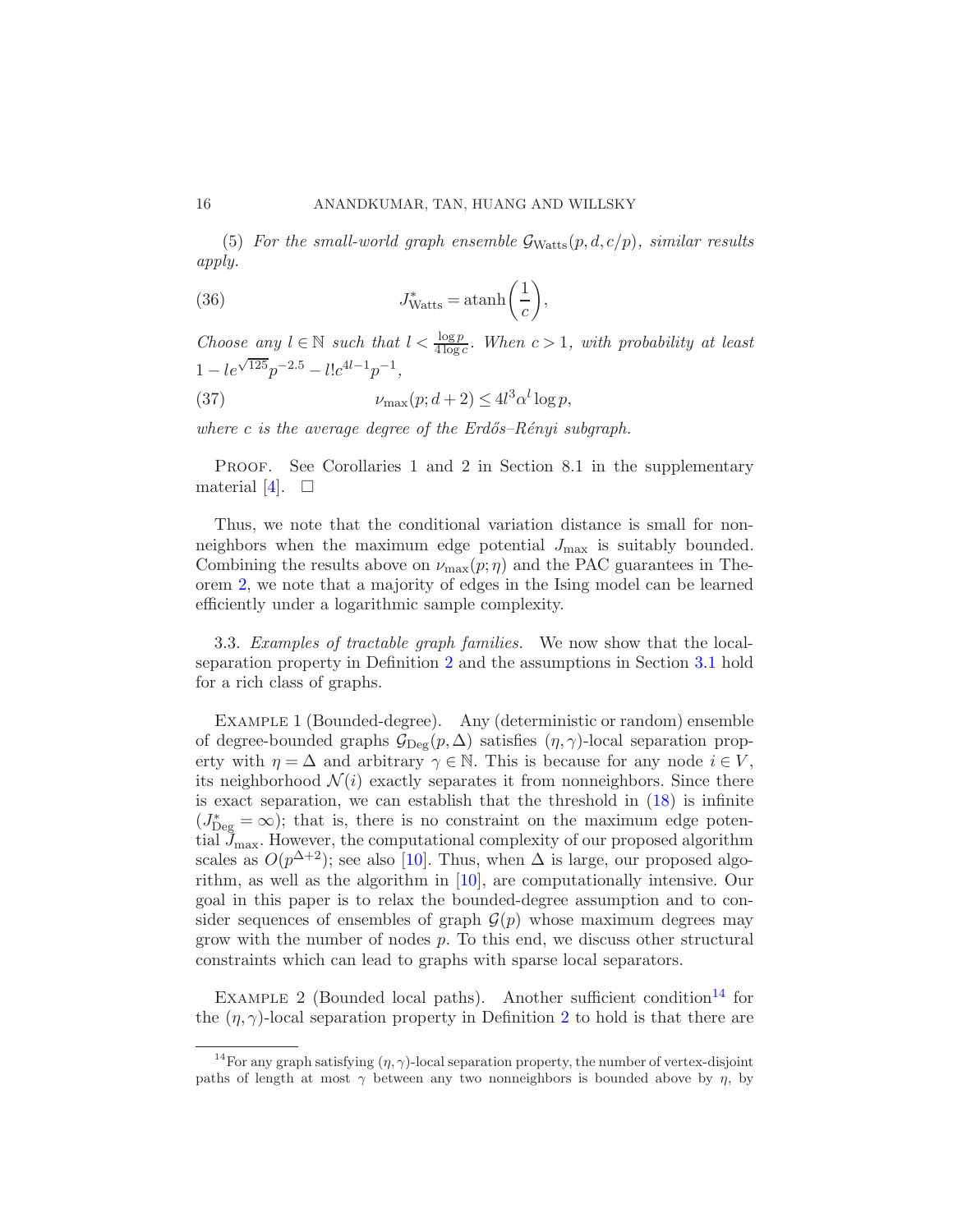(5) *For the small-world graph ensemble $\mathcal{G}_{\mathrm{Watts}}(p, d, c/p)$, similar results apply.*

$$J^*_{\mathrm{Watts}} = \operatorname{atanh}\left(\frac{1}{c}\right), \tag{36}$$

*Choose any $l \in \mathbb{N}$ such that $l < \frac{\log p}{4 \log c}$. When $c > 1$, with probability at least $1 - le^{\sqrt{125}} p^{-2.5} - l! c^{4l-1} p^{-1}$,*

$$\nu_{\max}(p; d+2) \leq 4l^3 \alpha^l \log p, \tag{37}$$

*where $c$ is the average degree of the Erdős–Rényi subgraph.*

Proof. See Corollaries 1 and 2 in Section 8.1 in the supplementary material [4]. $\square$

Thus, we note that the conditional variation distance is small for nonneighbors when the maximum edge potential $J_{\max}$ is suitably bounded. Combining the results above on $\nu_{\max}(p; \eta)$ and the PAC guarantees in Theorem 2, we note that a majority of edges in the Ising model can be learned efficiently under a logarithmic sample complexity.

3.3. *Examples of tractable graph families.* We now show that the local-separation property in Definition 2 and the assumptions in Section 3.1 hold for a rich class of graphs.

Example 1 (Bounded-degree). Any (deterministic or random) ensemble of degree-bounded graphs $\mathcal{G}_{\mathrm{Deg}}(p, \Delta)$ satisfies $(\eta, \gamma)$-local separation property with $\eta = \Delta$ and arbitrary $\gamma \in \mathbb{N}$. This is because for any node $i \in V$, its neighborhood $\mathcal{N}(i)$ exactly separates it from nonneighbors. Since there is exact separation, we can establish that the threshold in (18) is infinite ($J^*_{\mathrm{Deg}} = \infty$); that is, there is no constraint on the maximum edge potential $J_{\max}$. However, the computational complexity of our proposed algorithm scales as $O(p^{\Delta+2})$; see also [10]. Thus, when $\Delta$ is large, our proposed algorithm, as well as the algorithm in [10], are computationally intensive. Our goal in this paper is to relax the bounded-degree assumption and to consider sequences of ensembles of graph $\mathcal{G}(p)$ whose maximum degrees may grow with the number of nodes $p$. To this end, we discuss other structural constraints which can lead to graphs with sparse local separators.

Example 2 (Bounded local paths). Another sufficient condition[14] for the $(\eta, \gamma)$-local separation property in Definition 2 to hold is that there are

[14]For any graph satisfying $(\eta, \gamma)$-local separation property, the number of vertex-disjoint paths of length at most $\gamma$ between any two nonneighbors is bounded above by $\eta$, by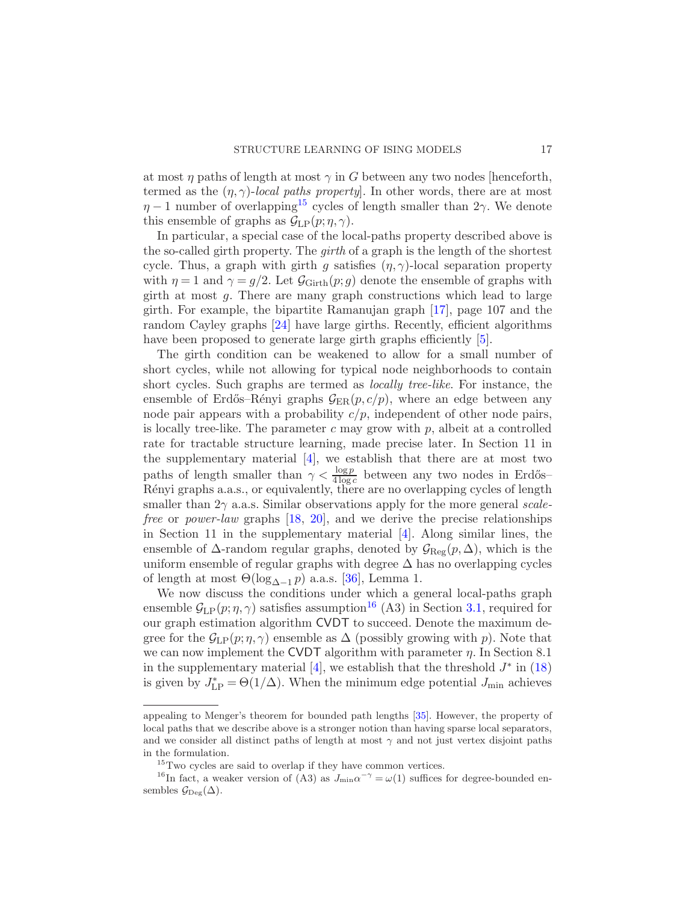at most $\eta$ paths of length at most $\gamma$ in $G$ between any two nodes [henceforth, termed as the $(\eta, \gamma)$-*local paths property*]. In other words, there are at most $\eta - 1$ number of overlapping[15] cycles of length smaller than $2\gamma$. We denote this ensemble of graphs as $\mathcal{G}_{\mathrm{LP}}(p; \eta, \gamma)$.

In particular, a special case of the local-paths property described above is the so-called girth property. The *girth* of a graph is the length of the shortest cycle. Thus, a graph with girth $g$ satisfies $(\eta, \gamma)$-local separation property with $\eta = 1$ and $\gamma = g/2$. Let $\mathcal{G}_{\mathrm{Girth}}(p; g)$ denote the ensemble of graphs with girth at most $g$. There are many graph constructions which lead to large girth. For example, the bipartite Ramanujan graph [17], page 107 and the random Cayley graphs [24] have large girths. Recently, efficient algorithms have been proposed to generate large girth graphs efficiently [5].

The girth condition can be weakened to allow for a small number of short cycles, while not allowing for typical node neighborhoods to contain short cycles. Such graphs are termed as *locally tree-like*. For instance, the ensemble of Erdős–Rényi graphs $\mathcal{G}_{\mathrm{ER}}(p, c/p)$, where an edge between any node pair appears with a probability $c/p$, independent of other node pairs, is locally tree-like. The parameter $c$ may grow with $p$, albeit at a controlled rate for tractable structure learning, made precise later. In Section 11 in the supplementary material [4], we establish that there are at most two paths of length smaller than $\gamma < \frac{\log p}{4 \log c}$ between any two nodes in Erdős–Rényi graphs a.a.s., or equivalently, there are no overlapping cycles of length smaller than $2\gamma$ a.a.s. Similar observations apply for the more general *scale-free* or *power-law* graphs [18, 20], and we derive the precise relationships in Section 11 in the supplementary material [4]. Along similar lines, the ensemble of $\Delta$-random regular graphs, denoted by $\mathcal{G}_{\mathrm{Reg}}(p, \Delta)$, which is the uniform ensemble of regular graphs with degree $\Delta$ has no overlapping cycles of length at most $\Theta(\log_{\Delta-1} p)$ a.a.s. [36], Lemma 1.

We now discuss the conditions under which a general local-paths graph ensemble $\mathcal{G}_{\mathrm{LP}}(p; \eta, \gamma)$ satisfies assumption[16] (A3) in Section 3.1, required for our graph estimation algorithm CVDT to succeed. Denote the maximum degree for the $\mathcal{G}_{\mathrm{LP}}(p; \eta, \gamma)$ ensemble as $\Delta$ (possibly growing with $p$). Note that we can now implement the CVDT algorithm with parameter $\eta$. In Section 8.1 in the supplementary material [4], we establish that the threshold $J^*$ in (18) is given by $J^*_{\mathrm{LP}} = \Theta(1/\Delta)$. When the minimum edge potential $J_{\min}$ achieves

appealing to Menger's theorem for bounded path lengths [35]. However, the property of local paths that we describe above is a stronger notion than having sparse local separators, and we consider all distinct paths of length at most $\gamma$ and not just vertex disjoint paths in the formulation.

[15] Two cycles are said to overlap if they have common vertices.

[16] In fact, a weaker version of (A3) as $J_{\min} \alpha^{-\gamma} = \omega(1)$ suffices for degree-bounded ensembles $\mathcal{G}_{\mathrm{Deg}}(\Delta)$.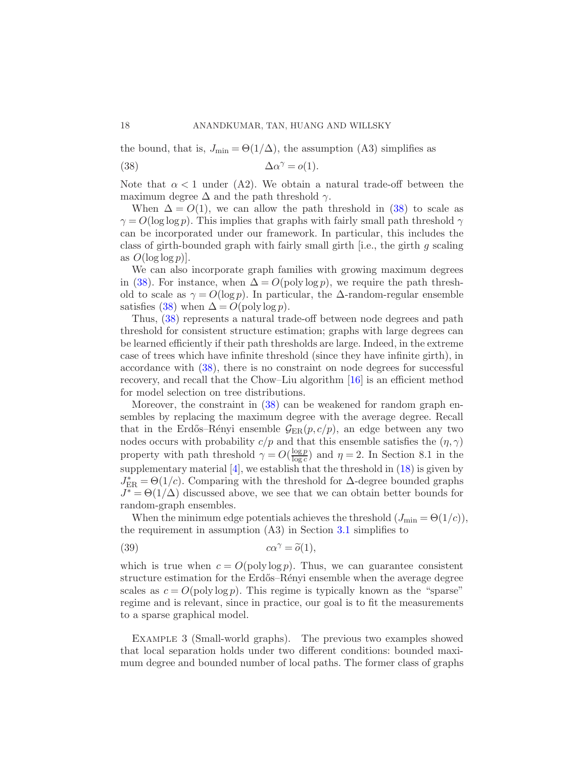the bound, that is, $J_{\min} = \Theta(1/\Delta)$, the assumption (A3) simplifies as

$$\Delta\alpha^{\gamma} = o(1). \tag{38}$$

Note that $\alpha < 1$ under (A2). We obtain a natural trade-off between the maximum degree $\Delta$ and the path threshold $\gamma$.

When $\Delta = O(1)$, we can allow the path threshold in (38) to scale as $\gamma = O(\log\log p)$. This implies that graphs with fairly small path threshold $\gamma$ can be incorporated under our framework. In particular, this includes the class of girth-bounded graph with fairly small girth [i.e., the girth $g$ scaling as $O(\log\log p)$].

We can also incorporate graph families with growing maximum degrees in (38). For instance, when $\Delta = O(\operatorname{poly}\log p)$, we require the path threshold to scale as $\gamma = O(\log p)$. In particular, the $\Delta$-random-regular ensemble satisfies (38) when $\Delta = O(\operatorname{poly}\log p)$.

Thus, (38) represents a natural trade-off between node degrees and path threshold for consistent structure estimation; graphs with large degrees can be learned efficiently if their path thresholds are large. Indeed, in the extreme case of trees which have infinite threshold (since they have infinite girth), in accordance with (38), there is no constraint on node degrees for successful recovery, and recall that the Chow–Liu algorithm [16] is an efficient method for model selection on tree distributions.

Moreover, the constraint in (38) can be weakened for random graph ensembles by replacing the maximum degree with the average degree. Recall that in the Erdős–Rényi ensemble $\mathcal{G}_{\mathrm{ER}}(p, c/p)$, an edge between any two nodes occurs with probability $c/p$ and that this ensemble satisfies the $(\eta, \gamma)$ property with path threshold $\gamma = O(\frac{\log p}{\log c})$ and $\eta = 2$. In Section 8.1 in the supplementary material [4], we establish that the threshold in (18) is given by $J^*_{\mathrm{ER}} = \Theta(1/c)$. Comparing with the threshold for $\Delta$-degree bounded graphs $J^* = \Theta(1/\Delta)$ discussed above, we see that we can obtain better bounds for random-graph ensembles.

When the minimum edge potentials achieves the threshold ($J_{\min} = \Theta(1/c)$), the requirement in assumption (A3) in Section 3.1 simplifies to

$$c\alpha^{\gamma} = \widetilde{o}(1), \tag{39}$$

which is true when $c = O(\operatorname{poly}\log p)$. Thus, we can guarantee consistent structure estimation for the Erdős–Rényi ensemble when the average degree scales as $c = O(\operatorname{poly}\log p)$. This regime is typically known as the "sparse" regime and is relevant, since in practice, our goal is to fit the measurements to a sparse graphical model.

Example 3 (Small-world graphs). The previous two examples showed that local separation holds under two different conditions: bounded maximum degree and bounded number of local paths. The former class of graphs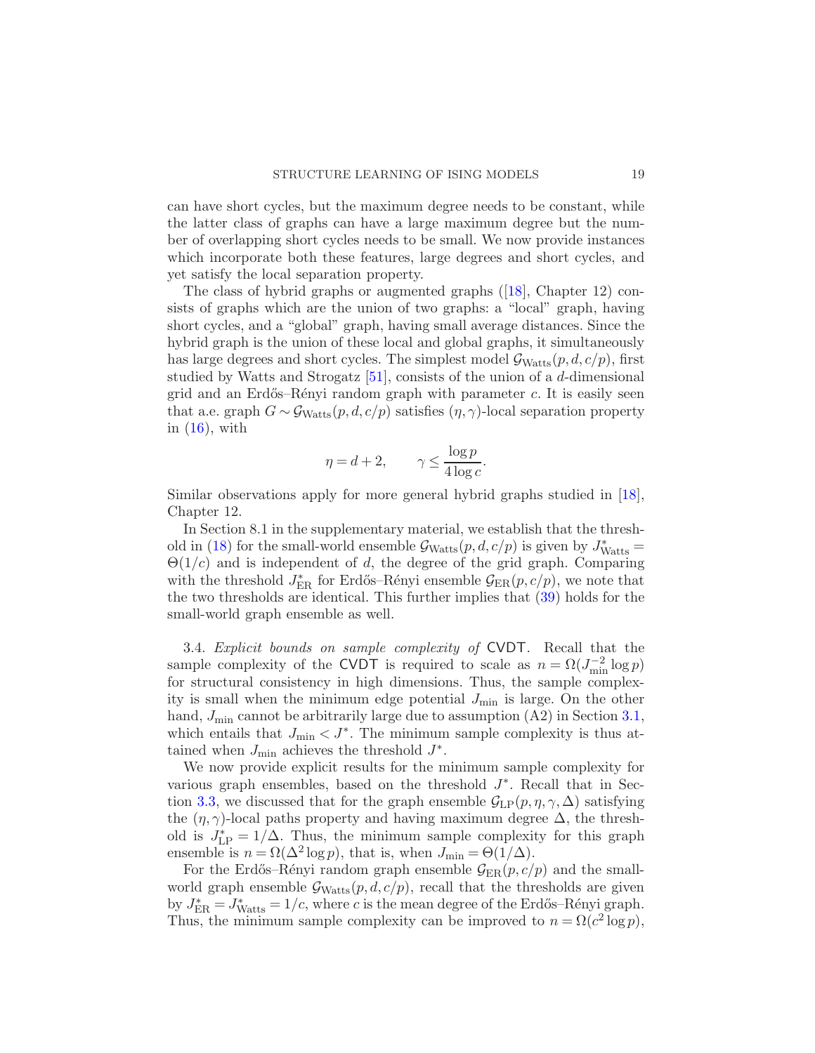can have short cycles, but the maximum degree needs to be constant, while the latter class of graphs can have a large maximum degree but the number of overlapping short cycles needs to be small. We now provide instances which incorporate both these features, large degrees and short cycles, and yet satisfy the local separation property.

The class of hybrid graphs or augmented graphs ([18], Chapter 12) consists of graphs which are the union of two graphs: a "local" graph, having short cycles, and a "global" graph, having small average distances. Since the hybrid graph is the union of these local and global graphs, it simultaneously has large degrees and short cycles. The simplest model $\mathcal{G}_{\mathrm{Watts}}(p, d, c/p)$, first studied by Watts and Strogatz [51], consists of the union of a $d$-dimensional grid and an Erdős–Rényi random graph with parameter $c$. It is easily seen that a.e. graph $G \sim \mathcal{G}_{\mathrm{Watts}}(p, d, c/p)$ satisfies $(\eta, \gamma)$-local separation property in (16), with

$$\eta = d + 2, \qquad \gamma \le \frac{\log p}{4 \log c}.$$

Similar observations apply for more general hybrid graphs studied in [18], Chapter 12.

In Section 8.1 in the supplementary material, we establish that the threshold in (18) for the small-world ensemble $\mathcal{G}_{\mathrm{Watts}}(p, d, c/p)$ is given by $J^*_{\mathrm{Watts}} = \Theta(1/c)$ and is independent of $d$, the degree of the grid graph. Comparing with the threshold $J^*_{\mathrm{ER}}$ for Erdős–Rényi ensemble $\mathcal{G}_{\mathrm{ER}}(p, c/p)$, we note that the two thresholds are identical. This further implies that (39) holds for the small-world graph ensemble as well.

3.4. *Explicit bounds on sample complexity of* CVDT. Recall that the sample complexity of the CVDT is required to scale as $n = \Omega(J_{\min}^{-2} \log p)$ for structural consistency in high dimensions. Thus, the sample complexity is small when the minimum edge potential $J_{\min}$ is large. On the other hand, $J_{\min}$ cannot be arbitrarily large due to assumption (A2) in Section 3.1, which entails that $J_{\min} < J^*$. The minimum sample complexity is thus attained when $J_{\min}$ achieves the threshold $J^*$.

We now provide explicit results for the minimum sample complexity for various graph ensembles, based on the threshold $J^*$. Recall that in Section 3.3, we discussed that for the graph ensemble $\mathcal{G}_{\mathrm{LP}}(p, \eta, \gamma, \Delta)$ satisfying the $(\eta, \gamma)$-local paths property and having maximum degree $\Delta$, the threshold is $J^*_{\mathrm{LP}} = 1/\Delta$. Thus, the minimum sample complexity for this graph ensemble is $n = \Omega(\Delta^2 \log p)$, that is, when $J_{\min} = \Theta(1/\Delta)$.

For the Erdős–Rényi random graph ensemble $\mathcal{G}_{\mathrm{ER}}(p, c/p)$ and the small-world graph ensemble $\mathcal{G}_{\mathrm{Watts}}(p, d, c/p)$, recall that the thresholds are given by $J^*_{\mathrm{ER}} = J^*_{\mathrm{Watts}} = 1/c$, where $c$ is the mean degree of the Erdős–Rényi graph. Thus, the minimum sample complexity can be improved to $n = \Omega(c^2 \log p)$,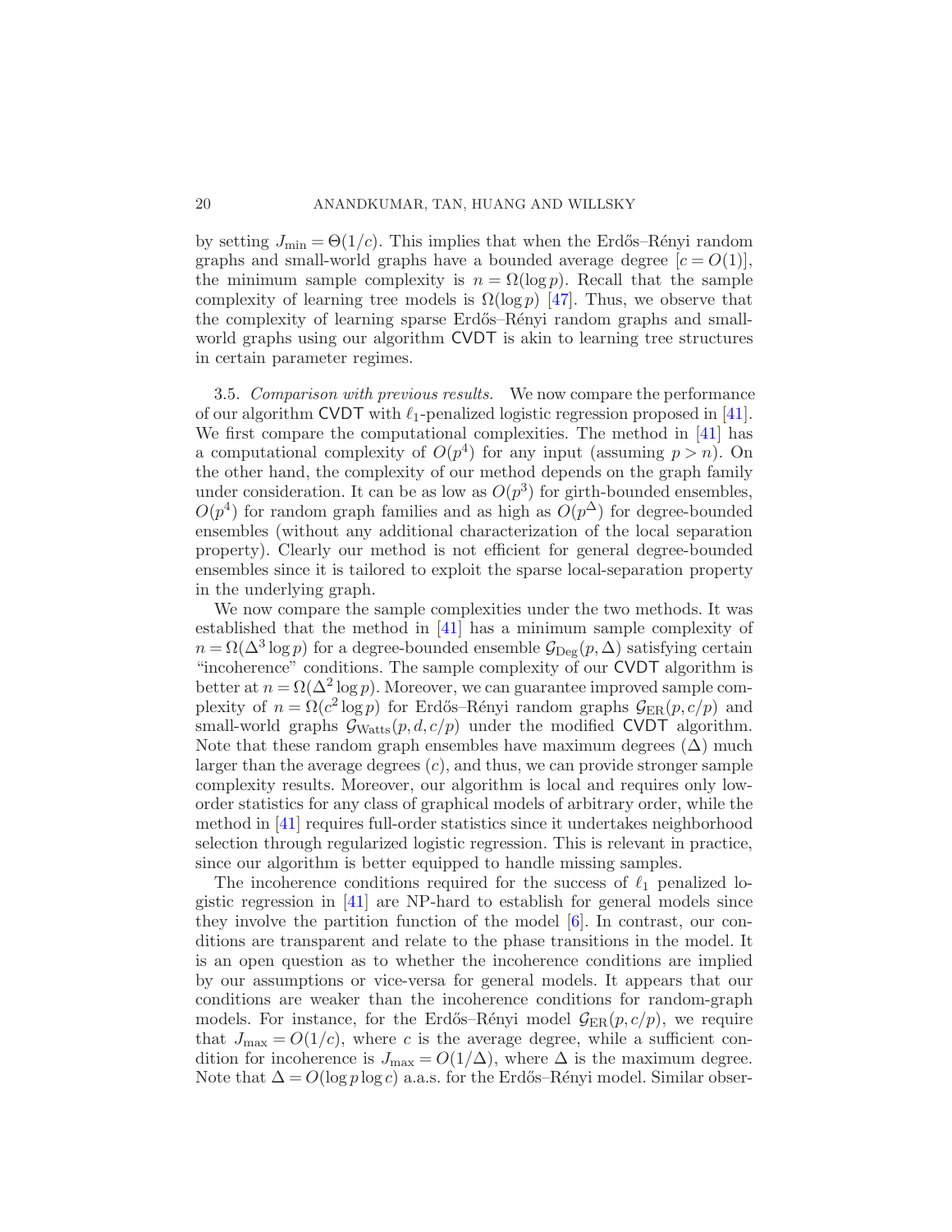by setting $J_{\min} = \Theta(1/c)$. This implies that when the Erdős–Rényi random graphs and small-world graphs have a bounded average degree $[c = O(1)]$, the minimum sample complexity is $n = \Omega(\log p)$. Recall that the sample complexity of learning tree models is $\Omega(\log p)$ [47]. Thus, we observe that the complexity of learning sparse Erdős–Rényi random graphs and small-world graphs using our algorithm CVDT is akin to learning tree structures in certain parameter regimes.

3.5. *Comparison with previous results.* We now compare the performance of our algorithm CVDT with $\ell_1$-penalized logistic regression proposed in [41]. We first compare the computational complexities. The method in [41] has a computational complexity of $O(p^4)$ for any input (assuming $p > n$). On the other hand, the complexity of our method depends on the graph family under consideration. It can be as low as $O(p^3)$ for girth-bounded ensembles, $O(p^4)$ for random graph families and as high as $O(p^\Delta)$ for degree-bounded ensembles (without any additional characterization of the local separation property). Clearly our method is not efficient for general degree-bounded ensembles since it is tailored to exploit the sparse local-separation property in the underlying graph.

We now compare the sample complexities under the two methods. It was established that the method in [41] has a minimum sample complexity of $n = \Omega(\Delta^3 \log p)$ for a degree-bounded ensemble $\mathcal{G}_{\text{Deg}}(p, \Delta)$ satisfying certain "incoherence" conditions. The sample complexity of our CVDT algorithm is better at $n = \Omega(\Delta^2 \log p)$. Moreover, we can guarantee improved sample complexity of $n = \Omega(c^2 \log p)$ for Erdős–Rényi random graphs $\mathcal{G}_{\text{ER}}(p, c/p)$ and small-world graphs $\mathcal{G}_{\text{Watts}}(p, d, c/p)$ under the modified CVDT algorithm. Note that these random graph ensembles have maximum degrees $(\Delta)$ much larger than the average degrees $(c)$, and thus, we can provide stronger sample complexity results. Moreover, our algorithm is local and requires only low-order statistics for any class of graphical models of arbitrary order, while the method in [41] requires full-order statistics since it undertakes neighborhood selection through regularized logistic regression. This is relevant in practice, since our algorithm is better equipped to handle missing samples.

The incoherence conditions required for the success of $\ell_1$ penalized logistic regression in [41] are NP-hard to establish for general models since they involve the partition function of the model [6]. In contrast, our conditions are transparent and relate to the phase transitions in the model. It is an open question as to whether the incoherence conditions are implied by our assumptions or vice-versa for general models. It appears that our conditions are weaker than the incoherence conditions for random-graph models. For instance, for the Erdős–Rényi model $\mathcal{G}_{\text{ER}}(p, c/p)$, we require that $J_{\max} = O(1/c)$, where $c$ is the average degree, while a sufficient condition for incoherence is $J_{\max} = O(1/\Delta)$, where $\Delta$ is the maximum degree. Note that $\Delta = O(\log p \log c)$ a.a.s. for the Erdős–Rényi model. Similar obser-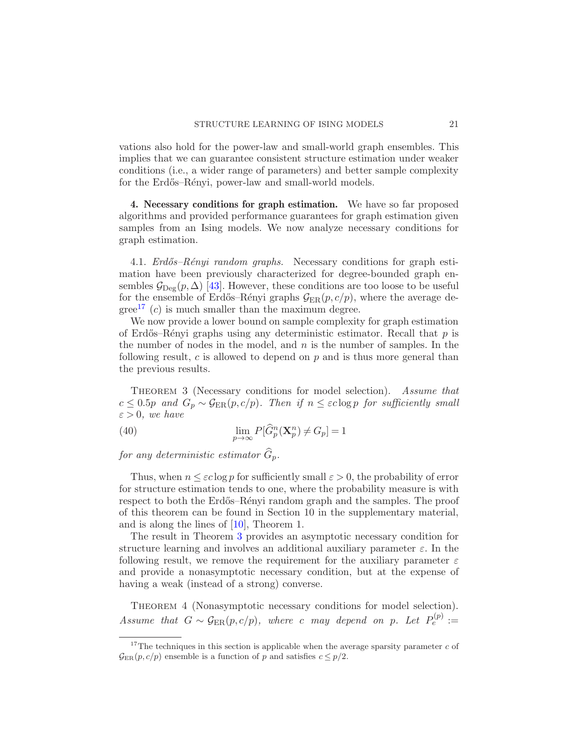vations also hold for the power-law and small-world graph ensembles. This implies that we can guarantee consistent structure estimation under weaker conditions (i.e., a wider range of parameters) and better sample complexity for the Erdős–Rényi, power-law and small-world models.

## 4. Necessary conditions for graph estimation.

We have so far proposed algorithms and provided performance guarantees for graph estimation given samples from an Ising models. We now analyze necessary conditions for graph estimation.

### 4.1. *Erdős–Rényi random graphs.*

Necessary conditions for graph estimation have been previously characterized for degree-bounded graph ensembles $\mathcal{G}_{\mathrm{Deg}}(p,\Delta)$ [43]. However, these conditions are too loose to be useful for the ensemble of Erdős–Rényi graphs $\mathcal{G}_{\mathrm{ER}}(p,c/p)$, where the average degree[17] ($c$) is much smaller than the maximum degree.

We now provide a lower bound on sample complexity for graph estimation of Erdős–Rényi graphs using any deterministic estimator. Recall that $p$ is the number of nodes in the model, and $n$ is the number of samples. In the following result, $c$ is allowed to depend on $p$ and is thus more general than the previous results.

THEOREM 3 (Necessary conditions for model selection). *Assume that $c \le 0.5p$ and $G_p \sim \mathcal{G}_{\mathrm{ER}}(p,c/p)$. Then if $n \le \varepsilon c \log p$ for sufficiently small $\varepsilon > 0$, we have*

$$\lim_{p\to\infty} P[\widehat{G}_p^n(\mathbf{X}_p^n) \neq G_p] = 1 \tag{40}$$

*for any deterministic estimator $\widehat{G}_p$.*

Thus, when $n \le \varepsilon c \log p$ for sufficiently small $\varepsilon > 0$, the probability of error for structure estimation tends to one, where the probability measure is with respect to both the Erdős–Rényi random graph and the samples. The proof of this theorem can be found in Section 10 in the supplementary material, and is along the lines of [10], Theorem 1.

The result in Theorem 3 provides an asymptotic necessary condition for structure learning and involves an additional auxiliary parameter $\varepsilon$. In the following result, we remove the requirement for the auxiliary parameter $\varepsilon$ and provide a nonasymptotic necessary condition, but at the expense of having a weak (instead of a strong) converse.

THEOREM 4 (Nonasymptotic necessary conditions for model selection). *Assume that $G \sim \mathcal{G}_{\mathrm{ER}}(p,c/p)$, where $c$ may depend on $p$. Let $P_e^{(p)} :=$*

[17] The techniques in this section is applicable when the average sparsity parameter $c$ of $\mathcal{G}_{\mathrm{ER}}(p,c/p)$ ensemble is a function of $p$ and satisfies $c \le p/2$.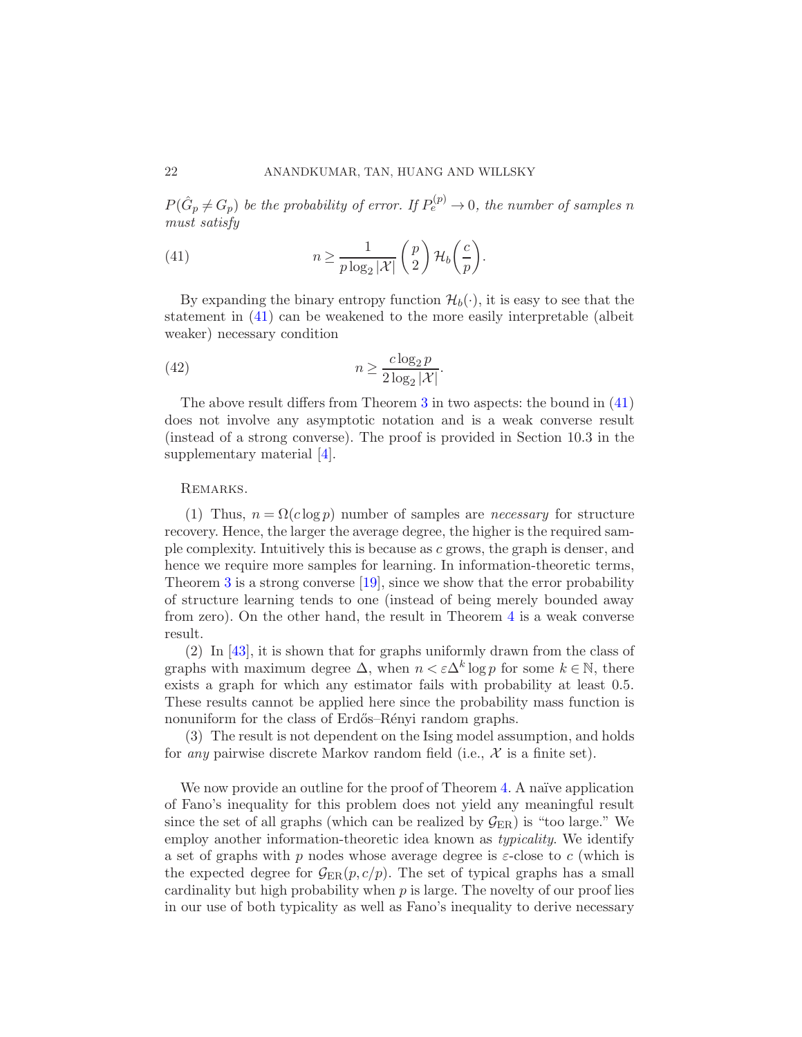*$P(\hat{G}_p \neq G_p)$ be the probability of error. If $P_e^{(p)} \to 0$, the number of samples $n$ must satisfy*

$$n \geq \frac{1}{p \log_2 |\mathcal{X}|} \binom{p}{2} \mathcal{H}_b\!\left(\frac{c}{p}\right). \tag{41}$$

By expanding the binary entropy function $\mathcal{H}_b(\cdot)$, it is easy to see that the statement in (41) can be weakened to the more easily interpretable (albeit weaker) necessary condition

$$n \geq \frac{c \log_2 p}{2 \log_2 |\mathcal{X}|}. \tag{42}$$

The above result differs from Theorem 3 in two aspects: the bound in (41) does not involve any asymptotic notation and is a weak converse result (instead of a strong converse). The proof is provided in Section 10.3 in the supplementary material [4].

Remarks.

(1) Thus, $n = \Omega(c \log p)$ number of samples are *necessary* for structure recovery. Hence, the larger the average degree, the higher is the required sample complexity. Intuitively this is because as $c$ grows, the graph is denser, and hence we require more samples for learning. In information-theoretic terms, Theorem 3 is a strong converse [19], since we show that the error probability of structure learning tends to one (instead of being merely bounded away from zero). On the other hand, the result in Theorem 4 is a weak converse result.

(2) In [43], it is shown that for graphs uniformly drawn from the class of graphs with maximum degree $\Delta$, when $n < \varepsilon \Delta^k \log p$ for some $k \in \mathbb{N}$, there exists a graph for which any estimator fails with probability at least 0.5. These results cannot be applied here since the probability mass function is nonuniform for the class of Erdős–Rényi random graphs.

(3) The result is not dependent on the Ising model assumption, and holds for *any* pairwise discrete Markov random field (i.e., $\mathcal{X}$ is a finite set).

We now provide an outline for the proof of Theorem 4. A naïve application of Fano's inequality for this problem does not yield any meaningful result since the set of all graphs (which can be realized by $\mathcal{G}_{\mathrm{ER}}$) is "too large." We employ another information-theoretic idea known as *typicality*. We identify a set of graphs with $p$ nodes whose average degree is $\varepsilon$-close to $c$ (which is the expected degree for $\mathcal{G}_{\mathrm{ER}}(p, c/p)$. The set of typical graphs has a small cardinality but high probability when $p$ is large. The novelty of our proof lies in our use of both typicality as well as Fano's inequality to derive necessary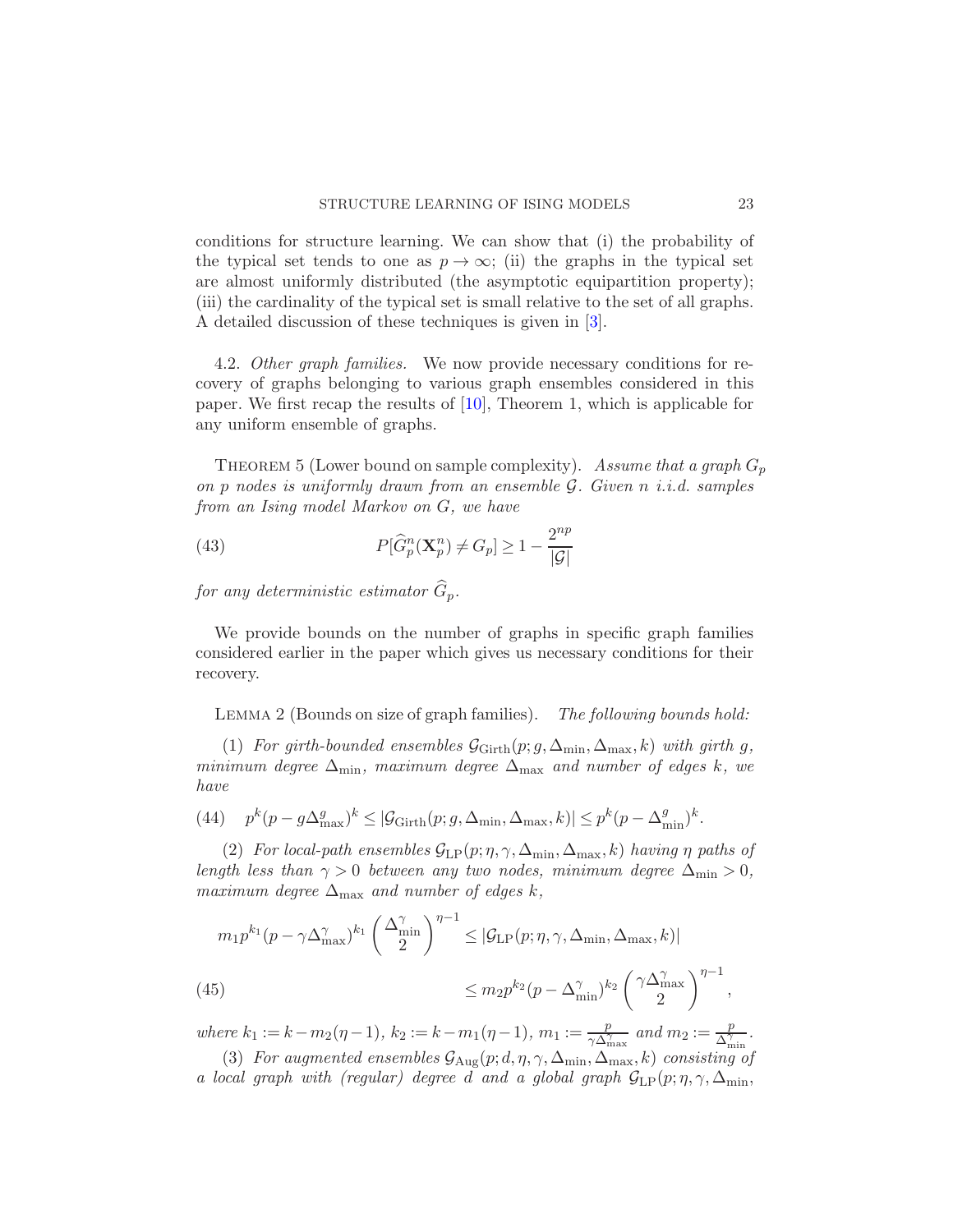conditions for structure learning. We can show that (i) the probability of the typical set tends to one as $p \to \infty$; (ii) the graphs in the typical set are almost uniformly distributed (the asymptotic equipartition property); (iii) the cardinality of the typical set is small relative to the set of all graphs. A detailed discussion of these techniques is given in [3].

4.2. *Other graph families.* We now provide necessary conditions for recovery of graphs belonging to various graph ensembles considered in this paper. We first recap the results of [10], Theorem 1, which is applicable for any uniform ensemble of graphs.

THEOREM 5 (Lower bound on sample complexity). *Assume that a graph $G_p$ on $p$ nodes is uniformly drawn from an ensemble $\mathcal{G}$. Given $n$ i.i.d. samples from an Ising model Markov on $G$, we have*

$$P[\widehat{G}_p^n(\mathbf{X}_p^n) \neq G_p] \geq 1 - \frac{2^{np}}{|\mathcal{G}|} \tag{43}$$

*for any deterministic estimator $\widehat{G}_p$.*

We provide bounds on the number of graphs in specific graph families considered earlier in the paper which gives us necessary conditions for their recovery.

LEMMA 2 (Bounds on size of graph families). *The following bounds hold:*

(1) *For girth-bounded ensembles $\mathcal{G}_{\mathrm{Girth}}(p; g, \Delta_{\min}, \Delta_{\max}, k)$ with girth $g$, minimum degree $\Delta_{\min}$, maximum degree $\Delta_{\max}$ and number of edges $k$, we have*

$$p^k(p - g\Delta_{\max}^g)^k \leq |\mathcal{G}_{\mathrm{Girth}}(p; g, \Delta_{\min}, \Delta_{\max}, k)| \leq p^k(p - \Delta_{\min}^g)^k. \tag{44}$$

(2) *For local-path ensembles $\mathcal{G}_{\mathrm{LP}}(p; \eta, \gamma, \Delta_{\min}, \Delta_{\max}, k)$ having $\eta$ paths of length less than $\gamma > 0$ between any two nodes, minimum degree $\Delta_{\min} > 0$, maximum degree $\Delta_{\max}$ and number of edges $k$,*

$$\begin{aligned} m_1 p^{k_1}(p - \gamma\Delta_{\max}^\gamma)^{k_1}\left(\frac{\Delta_{\min}^\gamma}{2}\right)^{\eta-1} &\leq |\mathcal{G}_{\mathrm{LP}}(p; \eta, \gamma, \Delta_{\min}, \Delta_{\max}, k)| \\ &\leq m_2 p^{k_2}(p - \Delta_{\min}^\gamma)^{k_2}\left(\frac{\gamma\Delta_{\max}^\gamma}{2}\right)^{\eta-1}, \end{aligned} \tag{45}$$

*where $k_1 := k - m_2(\eta - 1)$, $k_2 := k - m_1(\eta - 1)$, $m_1 := \frac{p}{\gamma\Delta_{\max}^\gamma}$ and $m_2 := \frac{p}{\Delta_{\min}^\gamma}$.*

(3) *For augmented ensembles $\mathcal{G}_{\mathrm{Aug}}(p; d, \eta, \gamma, \Delta_{\min}, \Delta_{\max}, k)$ consisting of a local graph with (regular) degree $d$ and a global graph $\mathcal{G}_{\mathrm{LP}}(p; \eta, \gamma, \Delta_{\min},$*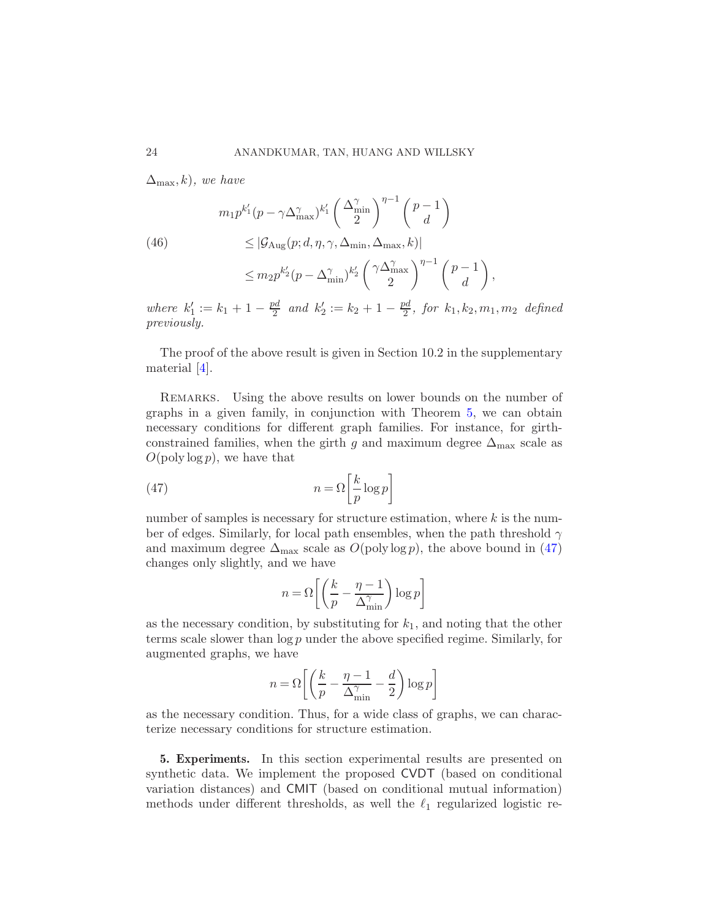*$\Delta_{\max}, k)$, we have*

$$
\begin{aligned}
& m_1 p^{k_1'} (p - \gamma \Delta_{\max}^{\gamma})^{k_1'} \left( \frac{\Delta_{\min}^{\gamma}}{2} \right)^{\eta - 1} \binom{p-1}{d} \\
(46) \qquad & \leq |\mathcal{G}_{\mathrm{Aug}}(p; d, \eta, \gamma, \Delta_{\min}, \Delta_{\max}, k)| \\
& \leq m_2 p^{k_2'} (p - \Delta_{\min}^{\gamma})^{k_2'} \left( \frac{\gamma \Delta_{\max}^{\gamma}}{2} \right)^{\eta - 1} \binom{p-1}{d},
\end{aligned}
$$

*where $k_1' := k_1 + 1 - \frac{pd}{2}$ and $k_2' := k_2 + 1 - \frac{pd}{2}$, for $k_1, k_2, m_1, m_2$ defined previously.*

The proof of the above result is given in Section 10.2 in the supplementary material [4].

REMARKS. Using the above results on lower bounds on the number of graphs in a given family, in conjunction with Theorem 5, we can obtain necessary conditions for different graph families. For instance, for girth-constrained families, when the girth $g$ and maximum degree $\Delta_{\max}$ scale as $O(\mathrm{poly} \log p)$, we have that

$$
n = \Omega\left[ \frac{k}{p} \log p \right] \qquad (47)
$$

number of samples is necessary for structure estimation, where $k$ is the number of edges. Similarly, for local path ensembles, when the path threshold $\gamma$ and maximum degree $\Delta_{\max}$ scale as $O(\mathrm{poly} \log p)$, the above bound in (47) changes only slightly, and we have

$$
n = \Omega\left[ \left( \frac{k}{p} - \frac{\eta - 1}{\Delta_{\min}^{\gamma}} \right) \log p \right]
$$

as the necessary condition, by substituting for $k_1$, and noting that the other terms scale slower than $\log p$ under the above specified regime. Similarly, for augmented graphs, we have

$$
n = \Omega\left[ \left( \frac{k}{p} - \frac{\eta - 1}{\Delta_{\min}^{\gamma}} - \frac{d}{2} \right) \log p \right]
$$

as the necessary condition. Thus, for a wide class of graphs, we can characterize necessary conditions for structure estimation.

**5. Experiments.** In this section experimental results are presented on synthetic data. We implement the proposed CVDT (based on conditional variation distances) and CMIT (based on conditional mutual information) methods under different thresholds, as well the $\ell_1$ regularized logistic re-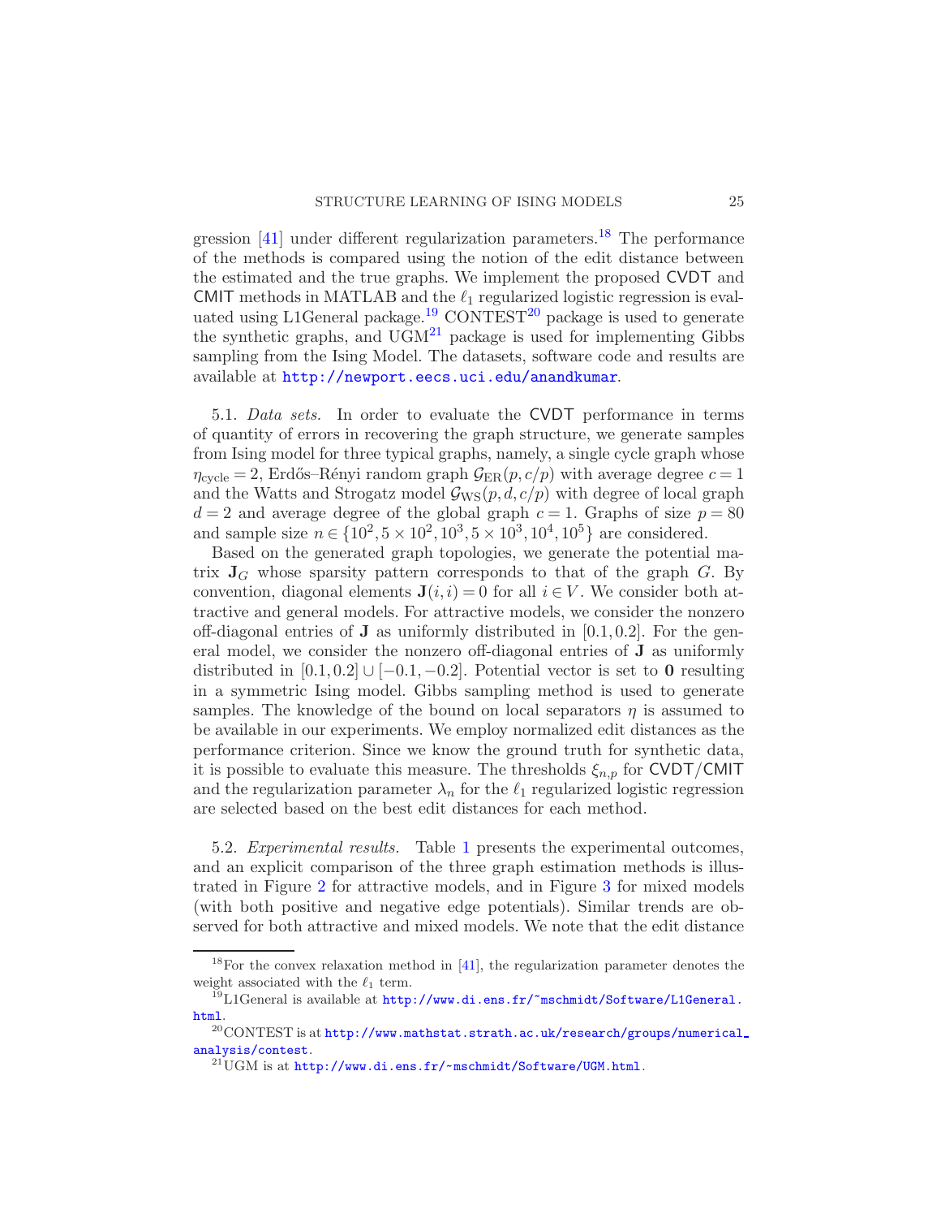gression [41] under different regularization parameters.[18] The performance of the methods is compared using the notion of the edit distance between the estimated and the true graphs. We implement the proposed CVDT and CMIT methods in MATLAB and the $\ell_1$ regularized logistic regression is evaluated using L1General package.[19] CONTEST[20] package is used to generate the synthetic graphs, and UGM[21] package is used for implementing Gibbs sampling from the Ising Model. The datasets, software code and results are available at http://newport.eecs.uci.edu/anandkumar.

5.1. *Data sets.* In order to evaluate the CVDT performance in terms of quantity of errors in recovering the graph structure, we generate samples from Ising model for three typical graphs, namely, a single cycle graph whose $\eta_{\text{cycle}} = 2$, Erdős–Rényi random graph $\mathcal{G}_{\text{ER}}(p, c/p)$ with average degree $c = 1$ and the Watts and Strogatz model $\mathcal{G}_{\text{WS}}(p, d, c/p)$ with degree of local graph $d = 2$ and average degree of the global graph $c = 1$. Graphs of size $p = 80$ and sample size $n \in \{10^2, 5 \times 10^2, 10^3, 5 \times 10^3, 10^4, 10^5\}$ are considered.

Based on the generated graph topologies, we generate the potential matrix $\mathbf{J}_G$ whose sparsity pattern corresponds to that of the graph $G$. By convention, diagonal elements $\mathbf{J}(i,i) = 0$ for all $i \in V$. We consider both attractive and general models. For attractive models, we consider the nonzero off-diagonal entries of $\mathbf{J}$ as uniformly distributed in $[0.1, 0.2]$. For the general model, we consider the nonzero off-diagonal entries of $\mathbf{J}$ as uniformly distributed in $[0.1, 0.2] \cup [-0.1, -0.2]$. Potential vector is set to $\mathbf{0}$ resulting in a symmetric Ising model. Gibbs sampling method is used to generate samples. The knowledge of the bound on local separators $\eta$ is assumed to be available in our experiments. We employ normalized edit distances as the performance criterion. Since we know the ground truth for synthetic data, it is possible to evaluate this measure. The thresholds $\xi_{n,p}$ for CVDT/CMIT and the regularization parameter $\lambda_n$ for the $\ell_1$ regularized logistic regression are selected based on the best edit distances for each method.

5.2. *Experimental results.* Table 1 presents the experimental outcomes, and an explicit comparison of the three graph estimation methods is illustrated in Figure 2 for attractive models, and in Figure 3 for mixed models (with both positive and negative edge potentials). Similar trends are observed for both attractive and mixed models. We note that the edit distance

---

[18] For the convex relaxation method in [41], the regularization parameter denotes the weight associated with the $\ell_1$ term.

[19] L1General is available at http://www.di.ens.fr/~mschmidt/Software/L1General.html.

[20] CONTEST is at http://www.mathstat.strath.ac.uk/research/groups/numerical_analysis/contest.

[21] UGM is at http://www.di.ens.fr/~mschmidt/Software/UGM.html.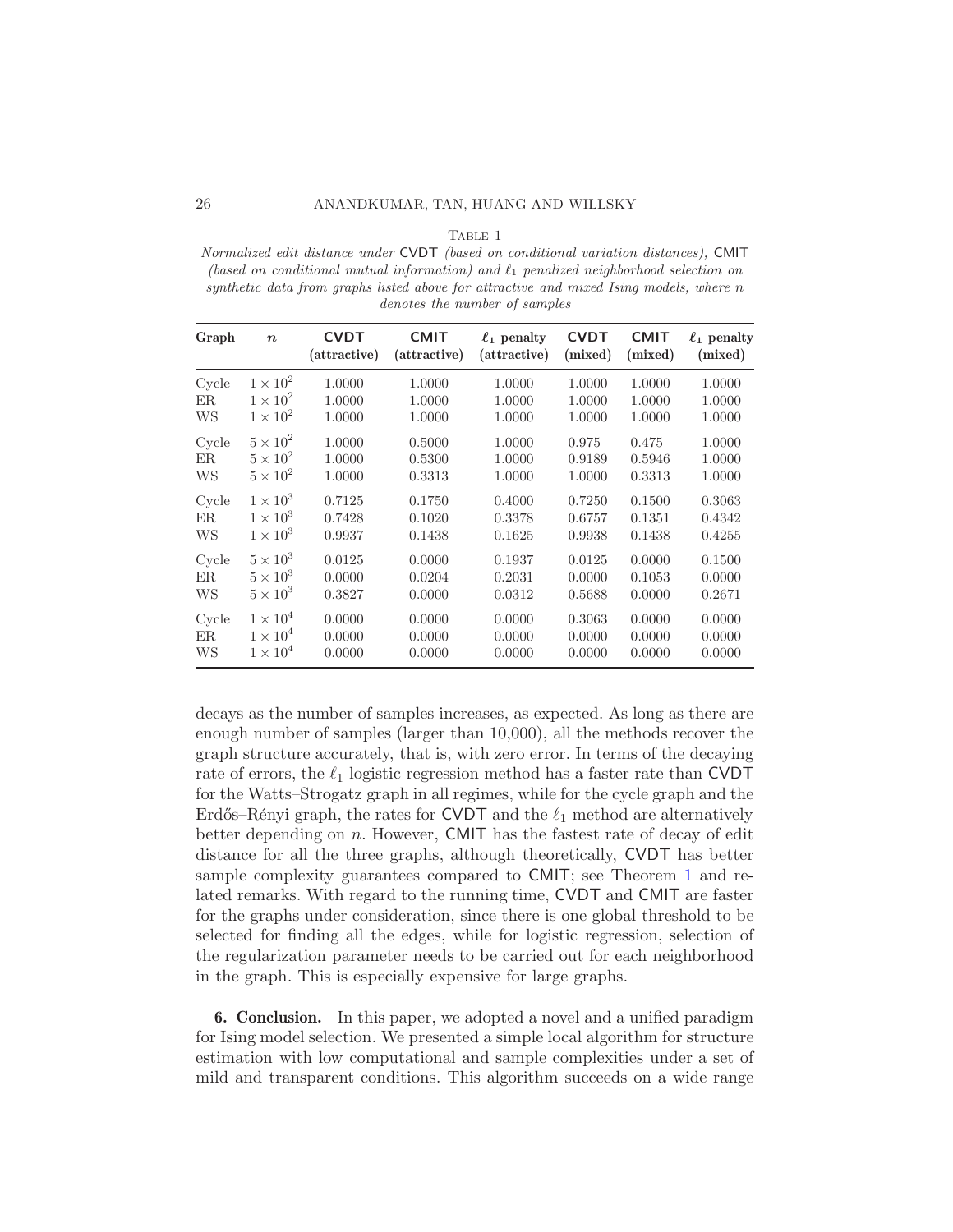Table 1

*Normalized edit distance under* CVDT *(based on conditional variation distances),* CMIT *(based on conditional mutual information) and $\ell_1$ penalized neighborhood selection on synthetic data from graphs listed above for attractive and mixed Ising models, where $n$ denotes the number of samples*

| Graph | $n$ | CVDT (attractive) | CMIT (attractive) | $\ell_1$ penalty (attractive) | CVDT (mixed) | CMIT (mixed) | $\ell_1$ penalty (mixed) |
|---|---|---|---|---|---|---|---|
| Cycle | $1 \times 10^2$ | 1.0000 | 1.0000 | 1.0000 | 1.0000 | 1.0000 | 1.0000 |
| ER | $1 \times 10^2$ | 1.0000 | 1.0000 | 1.0000 | 1.0000 | 1.0000 | 1.0000 |
| WS | $1 \times 10^2$ | 1.0000 | 1.0000 | 1.0000 | 1.0000 | 1.0000 | 1.0000 |
| Cycle | $5 \times 10^2$ | 1.0000 | 0.5000 | 1.0000 | 0.975 | 0.475 | 1.0000 |
| ER | $5 \times 10^2$ | 1.0000 | 0.5300 | 1.0000 | 0.9189 | 0.5946 | 1.0000 |
| WS | $5 \times 10^2$ | 1.0000 | 0.3313 | 1.0000 | 1.0000 | 0.3313 | 1.0000 |
| Cycle | $1 \times 10^3$ | 0.7125 | 0.1750 | 0.4000 | 0.7250 | 0.1500 | 0.3063 |
| ER | $1 \times 10^3$ | 0.7428 | 0.1020 | 0.3378 | 0.6757 | 0.1351 | 0.4342 |
| WS | $1 \times 10^3$ | 0.9937 | 0.1438 | 0.1625 | 0.9938 | 0.1438 | 0.4255 |
| Cycle | $5 \times 10^3$ | 0.0125 | 0.0000 | 0.1937 | 0.0125 | 0.0000 | 0.1500 |
| ER | $5 \times 10^3$ | 0.0000 | 0.0204 | 0.2031 | 0.0000 | 0.1053 | 0.0000 |
| WS | $5 \times 10^3$ | 0.3827 | 0.0000 | 0.0312 | 0.5688 | 0.0000 | 0.2671 |
| Cycle | $1 \times 10^4$ | 0.0000 | 0.0000 | 0.0000 | 0.3063 | 0.0000 | 0.0000 |
| ER | $1 \times 10^4$ | 0.0000 | 0.0000 | 0.0000 | 0.0000 | 0.0000 | 0.0000 |
| WS | $1 \times 10^4$ | 0.0000 | 0.0000 | 0.0000 | 0.0000 | 0.0000 | 0.0000 |

decays as the number of samples increases, as expected. As long as there are enough number of samples (larger than 10,000), all the methods recover the graph structure accurately, that is, with zero error. In terms of the decaying rate of errors, the $\ell_1$ logistic regression method has a faster rate than CVDT for the Watts–Strogatz graph in all regimes, while for the cycle graph and the Erdős–Rényi graph, the rates for CVDT and the $\ell_1$ method are alternatively better depending on $n$. However, CMIT has the fastest rate of decay of edit distance for all the three graphs, although theoretically, CVDT has better sample complexity guarantees compared to CMIT; see Theorem 1 and related remarks. With regard to the running time, CVDT and CMIT are faster for the graphs under consideration, since there is one global threshold to be selected for finding all the edges, while for logistic regression, selection of the regularization parameter needs to be carried out for each neighborhood in the graph. This is especially expensive for large graphs.

## 6. Conclusion.

In this paper, we adopted a novel and a unified paradigm for Ising model selection. We presented a simple local algorithm for structure estimation with low computational and sample complexities under a set of mild and transparent conditions. This algorithm succeeds on a wide range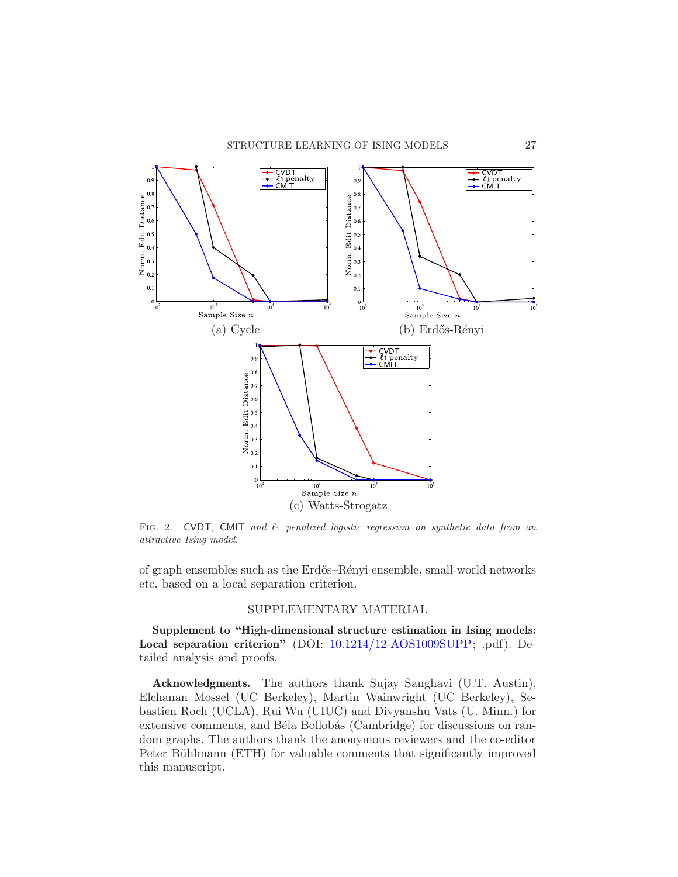(a) Cycle

(b) Erdős-Rényi

(c) Watts-Strogatz

FIG. 2. CVDT, CMIT *and* $\ell_1$ *penalized logistic regression on synthetic data from an attractive Ising model.*

of graph ensembles such as the Erdős–Rényi ensemble, small-world networks etc. based on a local separation criterion.

## SUPPLEMENTARY MATERIAL

**Supplement to "High-dimensional structure estimation in Ising models: Local separation criterion"** (DOI: 10.1214/12-AOS1009SUPP; .pdf). Detailed analysis and proofs.

**Acknowledgments.** The authors thank Sujay Sanghavi (U.T. Austin), Elchanan Mossel (UC Berkeley), Martin Wainwright (UC Berkeley), Sebastien Roch (UCLA), Rui Wu (UIUC) and Divyanshu Vats (U. Minn.) for extensive comments, and Béla Bollobás (Cambridge) for discussions on random graphs. The authors thank the anonymous reviewers and the co-editor Peter Bühlmann (ETH) for valuable comments that significantly improved this manuscript.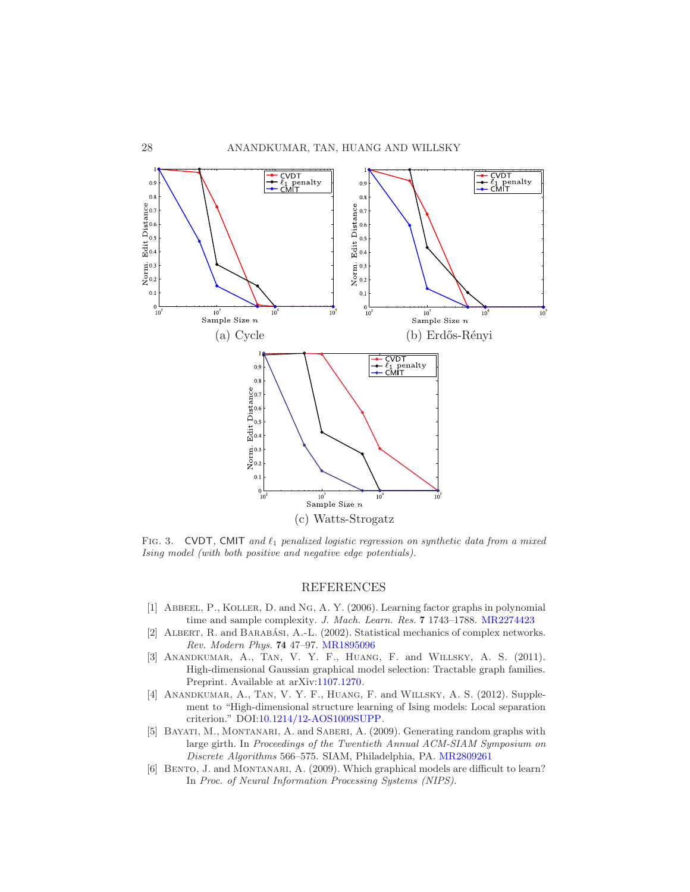(a) Cycle

(b) Erdős-Rényi

(c) Watts-Strogatz

Fig. 3. CVDT, CMIT *and $\ell_1$ penalized logistic regression on synthetic data from a mixed Ising model (with both positive and negative edge potentials).*

## REFERENCES

[1] Abbeel, P., Koller, D. and Ng, A. Y. (2006). Learning factor graphs in polynomial time and sample complexity. *J. Mach. Learn. Res.* **7** 1743–1788. MR2274423

[2] Albert, R. and Barabási, A.-L. (2002). Statistical mechanics of complex networks. *Rev. Modern Phys.* **74** 47–97. MR1895096

[3] Anandkumar, A., Tan, V. Y. F., Huang, F. and Willsky, A. S. (2011). High-dimensional Gaussian graphical model selection: Tractable graph families. Preprint. Available at arXiv:1107.1270.

[4] Anandkumar, A., Tan, V. Y. F., Huang, F. and Willsky, A. S. (2012). Supplement to "High-dimensional structure learning of Ising models: Local separation criterion." DOI:10.1214/12-AOS1009SUPP.

[5] Bayati, M., Montanari, A. and Saberi, A. (2009). Generating random graphs with large girth. In *Proceedings of the Twentieth Annual ACM-SIAM Symposium on Discrete Algorithms* 566–575. SIAM, Philadelphia, PA. MR2809261

[6] Bento, J. and Montanari, A. (2009). Which graphical models are difficult to learn? In *Proc. of Neural Information Processing Systems (NIPS)*.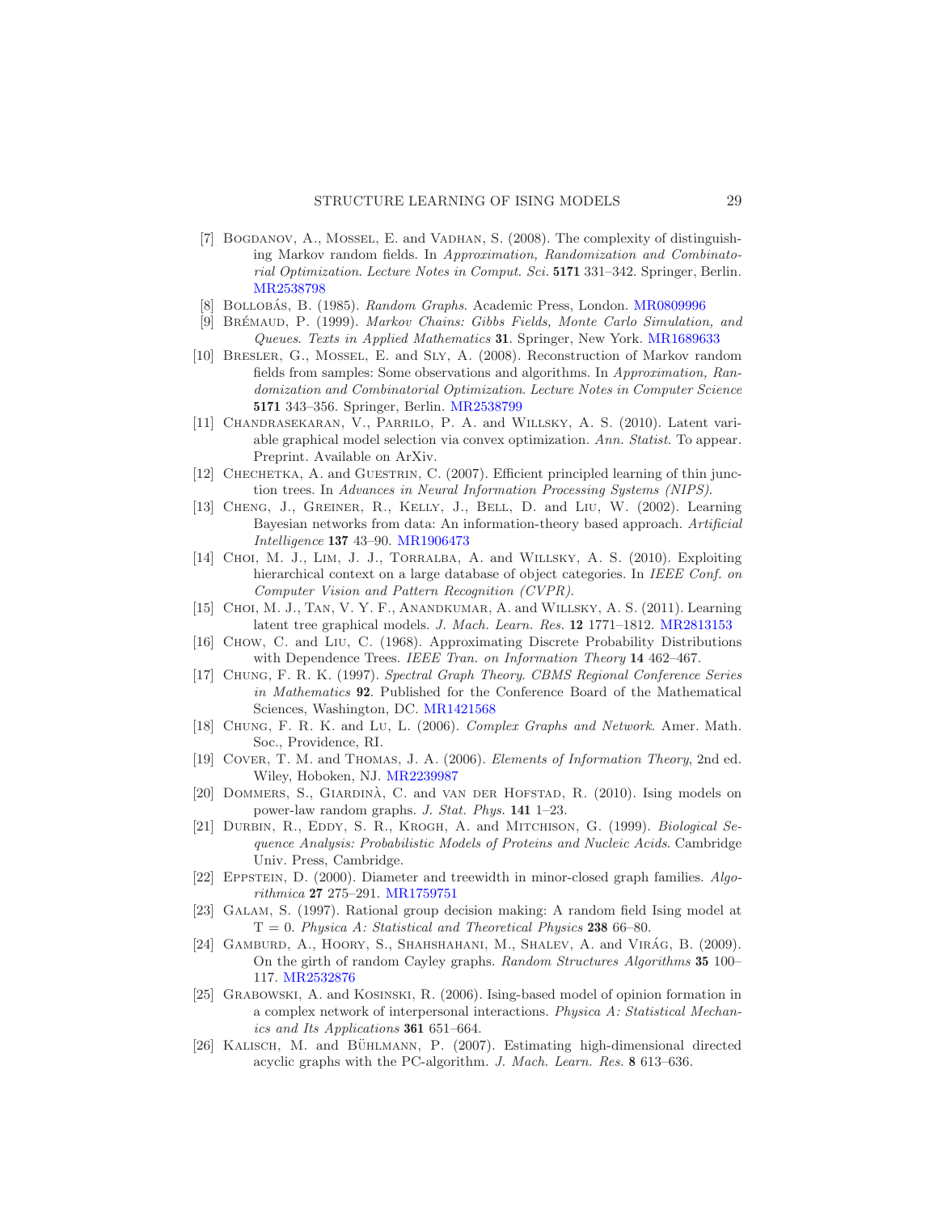[7] Bogdanov, A., Mossel, E. and Vadhan, S. (2008). The complexity of distinguishing Markov random fields. In *Approximation, Randomization and Combinatorial Optimization*. *Lecture Notes in Comput. Sci.* **5171** 331–342. Springer, Berlin. MR2538798

[8] Bollobás, B. (1985). *Random Graphs*. Academic Press, London. MR0809996

[9] Brémaud, P. (1999). *Markov Chains: Gibbs Fields, Monte Carlo Simulation, and Queues*. *Texts in Applied Mathematics* **31**. Springer, New York. MR1689633

[10] Bresler, G., Mossel, E. and Sly, A. (2008). Reconstruction of Markov random fields from samples: Some observations and algorithms. In *Approximation, Randomization and Combinatorial Optimization*. *Lecture Notes in Computer Science* **5171** 343–356. Springer, Berlin. MR2538799

[11] Chandrasekaran, V., Parrilo, P. A. and Willsky, A. S. (2010). Latent variable graphical model selection via convex optimization. *Ann. Statist.* To appear. Preprint. Available on ArXiv.

[12] Chechetka, A. and Guestrin, C. (2007). Efficient principled learning of thin junction trees. In *Advances in Neural Information Processing Systems (NIPS)*.

[13] Cheng, J., Greiner, R., Kelly, J., Bell, D. and Liu, W. (2002). Learning Bayesian networks from data: An information-theory based approach. *Artificial Intelligence* **137** 43–90. MR1906473

[14] Choi, M. J., Lim, J. J., Torralba, A. and Willsky, A. S. (2010). Exploiting hierarchical context on a large database of object categories. In *IEEE Conf. on Computer Vision and Pattern Recognition (CVPR)*.

[15] Choi, M. J., Tan, V. Y. F., Anandkumar, A. and Willsky, A. S. (2011). Learning latent tree graphical models. *J. Mach. Learn. Res.* **12** 1771–1812. MR2813153

[16] Chow, C. and Liu, C. (1968). Approximating Discrete Probability Distributions with Dependence Trees. *IEEE Tran. on Information Theory* **14** 462–467.

[17] Chung, F. R. K. (1997). *Spectral Graph Theory*. *CBMS Regional Conference Series in Mathematics* **92**. Published for the Conference Board of the Mathematical Sciences, Washington, DC. MR1421568

[18] Chung, F. R. K. and Lu, L. (2006). *Complex Graphs and Network*. Amer. Math. Soc., Providence, RI.

[19] Cover, T. M. and Thomas, J. A. (2006). *Elements of Information Theory*, 2nd ed. Wiley, Hoboken, NJ. MR2239987

[20] Dommers, S., Giardinà, C. and van der Hofstad, R. (2010). Ising models on power-law random graphs. *J. Stat. Phys.* **141** 1–23.

[21] Durbin, R., Eddy, S. R., Krogh, A. and Mitchison, G. (1999). *Biological Sequence Analysis: Probabilistic Models of Proteins and Nucleic Acids*. Cambridge Univ. Press, Cambridge.

[22] Eppstein, D. (2000). Diameter and treewidth in minor-closed graph families. *Algorithmica* **27** 275–291. MR1759751

[23] Galam, S. (1997). Rational group decision making: A random field Ising model at T = 0. *Physica A: Statistical and Theoretical Physics* **238** 66–80.

[24] Gamburd, A., Hoory, S., Shahshahani, M., Shalev, A. and Virág, B. (2009). On the girth of random Cayley graphs. *Random Structures Algorithms* **35** 100–117. MR2532876

[25] Grabowski, A. and Kosinski, R. (2006). Ising-based model of opinion formation in a complex network of interpersonal interactions. *Physica A: Statistical Mechanics and Its Applications* **361** 651–664.

[26] Kalisch, M. and Bühlmann, P. (2007). Estimating high-dimensional directed acyclic graphs with the PC-algorithm. *J. Mach. Learn. Res.* **8** 613–636.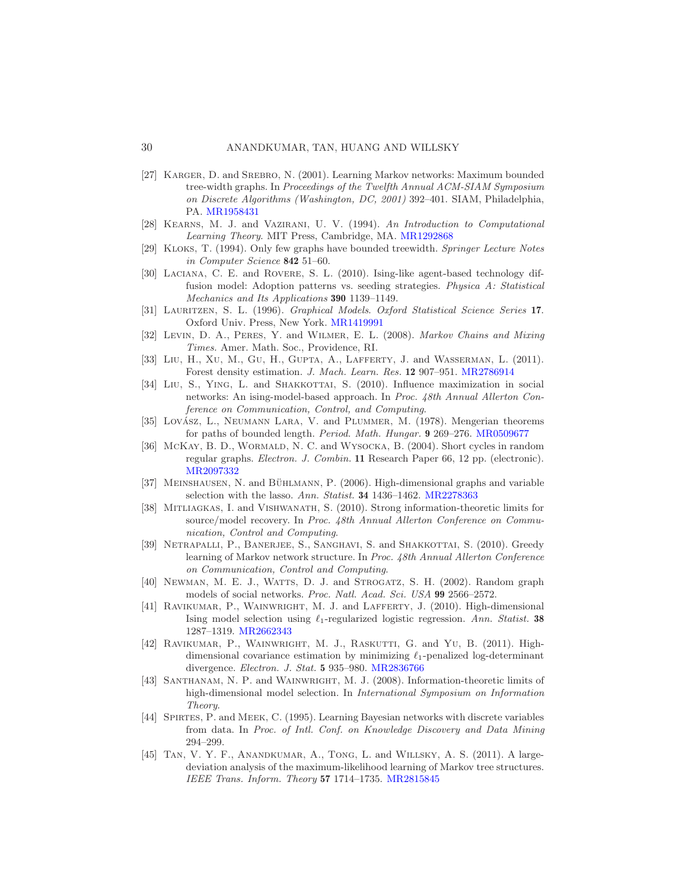[27] Karger, D. and Srebro, N. (2001). Learning Markov networks: Maximum bounded tree-width graphs. In *Proceedings of the Twelfth Annual ACM-SIAM Symposium on Discrete Algorithms (Washington, DC, 2001)* 392–401. SIAM, Philadelphia, PA. MR1958431

[28] Kearns, M. J. and Vazirani, U. V. (1994). *An Introduction to Computational Learning Theory*. MIT Press, Cambridge, MA. MR1292868

[29] Kloks, T. (1994). Only few graphs have bounded treewidth. *Springer Lecture Notes in Computer Science* **842** 51–60.

[30] Laciana, C. E. and Rovere, S. L. (2010). Ising-like agent-based technology diffusion model: Adoption patterns vs. seeding strategies. *Physica A: Statistical Mechanics and Its Applications* **390** 1139–1149.

[31] Lauritzen, S. L. (1996). *Graphical Models*. *Oxford Statistical Science Series* **17**. Oxford Univ. Press, New York. MR1419991

[32] Levin, D. A., Peres, Y. and Wilmer, E. L. (2008). *Markov Chains and Mixing Times*. Amer. Math. Soc., Providence, RI.

[33] Liu, H., Xu, M., Gu, H., Gupta, A., Lafferty, J. and Wasserman, L. (2011). Forest density estimation. *J. Mach. Learn. Res.* **12** 907–951. MR2786914

[34] Liu, S., Ying, L. and Shakkottai, S. (2010). Influence maximization in social networks: An ising-model-based approach. In *Proc. 48th Annual Allerton Conference on Communication, Control, and Computing*.

[35] Lovász, L., Neumann Lara, V. and Plummer, M. (1978). Mengerian theorems for paths of bounded length. *Period. Math. Hungar.* **9** 269–276. MR0509677

[36] McKay, B. D., Wormald, N. C. and Wysocka, B. (2004). Short cycles in random regular graphs. *Electron. J. Combin.* **11** Research Paper 66, 12 pp. (electronic). MR2097332

[37] Meinshausen, N. and Bühlmann, P. (2006). High-dimensional graphs and variable selection with the lasso. *Ann. Statist.* **34** 1436–1462. MR2278363

[38] Mitliagkas, I. and Vishwanath, S. (2010). Strong information-theoretic limits for source/model recovery. In *Proc. 48th Annual Allerton Conference on Communication, Control and Computing*.

[39] Netrapalli, P., Banerjee, S., Sanghavi, S. and Shakkottai, S. (2010). Greedy learning of Markov network structure. In *Proc. 48th Annual Allerton Conference on Communication, Control and Computing*.

[40] Newman, M. E. J., Watts, D. J. and Strogatz, S. H. (2002). Random graph models of social networks. *Proc. Natl. Acad. Sci. USA* **99** 2566–2572.

[41] Ravikumar, P., Wainwright, M. J. and Lafferty, J. (2010). High-dimensional Ising model selection using $\ell_1$-regularized logistic regression. *Ann. Statist.* **38** 1287–1319. MR2662343

[42] Ravikumar, P., Wainwright, M. J., Raskutti, G. and Yu, B. (2011). High-dimensional covariance estimation by minimizing $\ell_1$-penalized log-determinant divergence. *Electron. J. Stat.* **5** 935–980. MR2836766

[43] Santhanam, N. P. and Wainwright, M. J. (2008). Information-theoretic limits of high-dimensional model selection. In *International Symposium on Information Theory*.

[44] Spirtes, P. and Meek, C. (1995). Learning Bayesian networks with discrete variables from data. In *Proc. of Intl. Conf. on Knowledge Discovery and Data Mining* 294–299.

[45] Tan, V. Y. F., Anandkumar, A., Tong, L. and Willsky, A. S. (2011). A large-deviation analysis of the maximum-likelihood learning of Markov tree structures. *IEEE Trans. Inform. Theory* **57** 1714–1735. MR2815845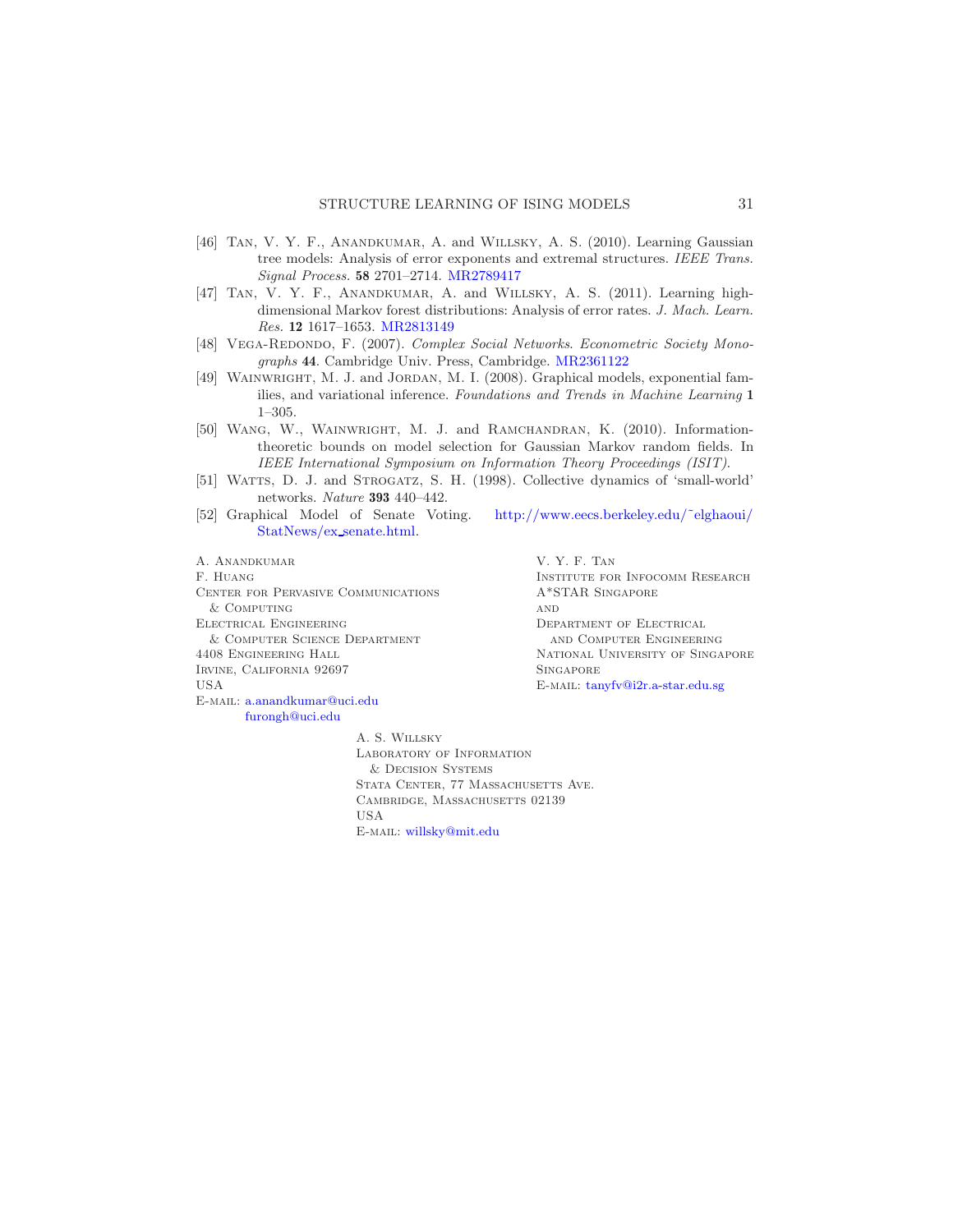[46] Tan, V. Y. F., Anandkumar, A. and Willsky, A. S. (2010). Learning Gaussian tree models: Analysis of error exponents and extremal structures. *IEEE Trans. Signal Process.* **58** 2701–2714. MR2789417

[47] Tan, V. Y. F., Anandkumar, A. and Willsky, A. S. (2011). Learning high-dimensional Markov forest distributions: Analysis of error rates. *J. Mach. Learn. Res.* **12** 1617–1653. MR2813149

[48] Vega-Redondo, F. (2007). *Complex Social Networks*. *Econometric Society Monographs* **44**. Cambridge Univ. Press, Cambridge. MR2361122

[49] Wainwright, M. J. and Jordan, M. I. (2008). Graphical models, exponential families, and variational inference. *Foundations and Trends in Machine Learning* **1** 1–305.

[50] Wang, W., Wainwright, M. J. and Ramchandran, K. (2010). Information-theoretic bounds on model selection for Gaussian Markov random fields. In *IEEE International Symposium on Information Theory Proceedings (ISIT)*.

[51] Watts, D. J. and Strogatz, S. H. (1998). Collective dynamics of 'small-world' networks. *Nature* **393** 440–442.

[52] Graphical Model of Senate Voting. http://www.eecs.berkeley.edu/~elghaoui/StatNews/ex_senate.html.

A. Anandkumar
F. Huang
Center for Pervasive Communications & Computing
Electrical Engineering & Computer Science Department
4408 Engineering Hall
Irvine, California 92697
USA
E-mail: a.anandkumar@uci.edu
furongh@uci.edu

V. Y. F. Tan
Institute for Infocomm Research
A*STAR Singapore
and
Department of Electrical and Computer Engineering
National University of Singapore
Singapore
E-mail: tanyfv@i2r.a-star.edu.sg

A. S. Willsky
Laboratory of Information & Decision Systems
Stata Center, 77 Massachusetts Ave.
Cambridge, Massachusetts 02139
USA
E-mail: willsky@mit.edu